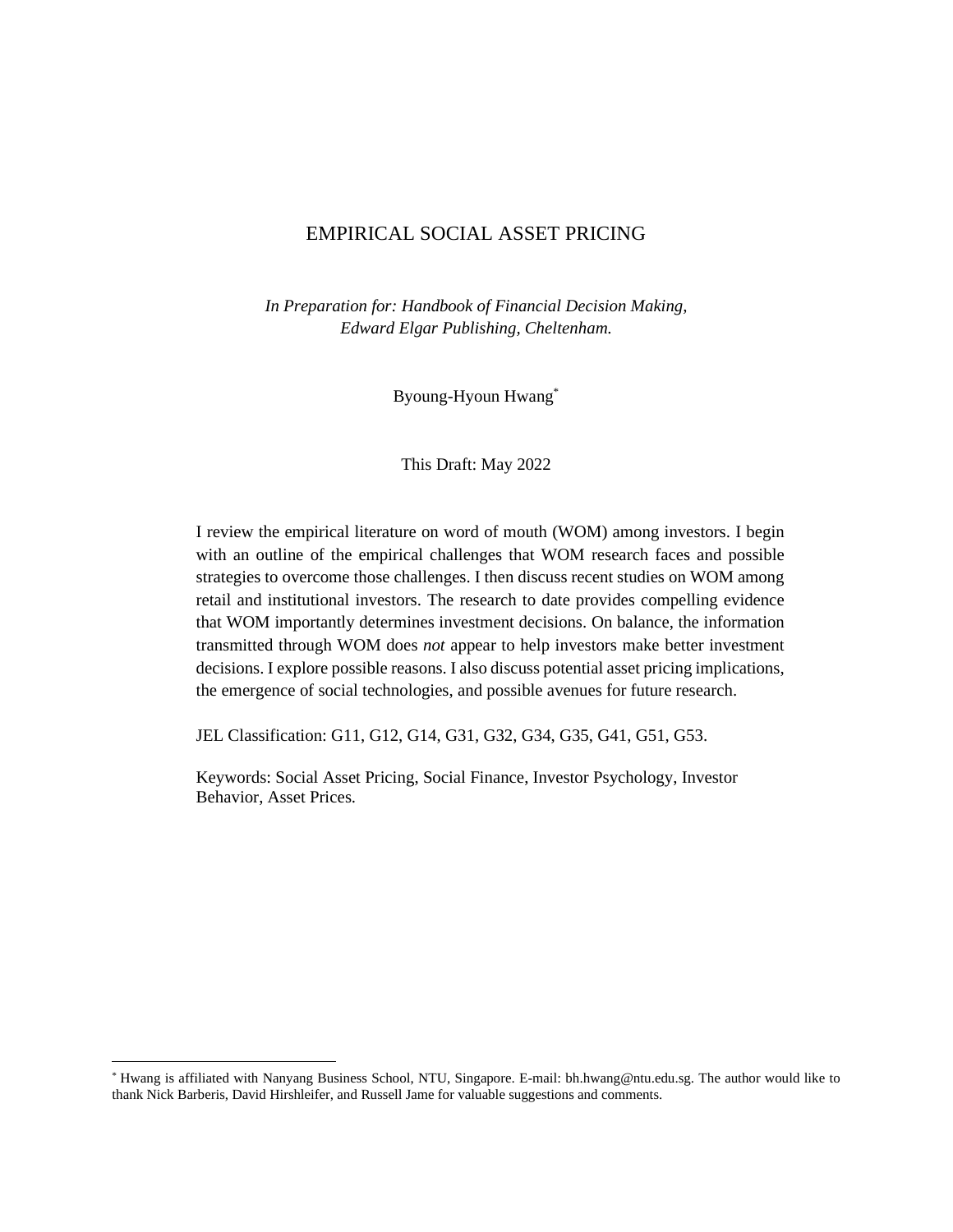# EMPIRICAL SOCIAL ASSET PRICING

*In Preparation for: Handbook of Financial Decision Making, Edward Elgar Publishing, Cheltenham.*

Byoung-Hyoun Hwang[*]

This Draft: May 2022

I review the empirical literature on word of mouth (WOM) among investors. I begin with an outline of the empirical challenges that WOM research faces and possible strategies to overcome those challenges. I then discuss recent studies on WOM among retail and institutional investors. The research to date provides compelling evidence that WOM importantly determines investment decisions. On balance, the information transmitted through WOM does *not* appear to help investors make better investment decisions. I explore possible reasons. I also discuss potential asset pricing implications, the emergence of social technologies, and possible avenues for future research.

JEL Classification: G11, G12, G14, G31, G32, G34, G35, G41, G51, G53.

Keywords: Social Asset Pricing, Social Finance, Investor Psychology, Investor Behavior, Asset Prices.

---

[*] Hwang is affiliated with Nanyang Business School, NTU, Singapore. E-mail: bh.hwang@ntu.edu.sg. The author would like to thank Nick Barberis, David Hirshleifer, and Russell Jame for valuable suggestions and comments.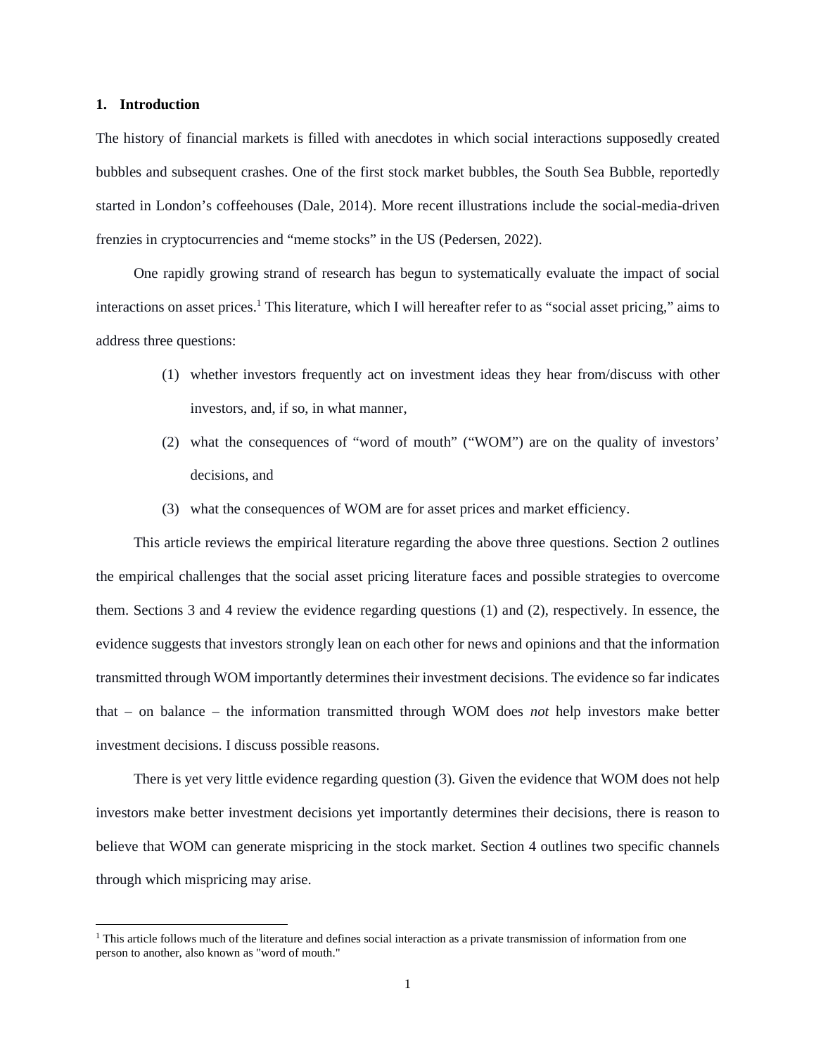## 1. Introduction

The history of financial markets is filled with anecdotes in which social interactions supposedly created bubbles and subsequent crashes. One of the first stock market bubbles, the South Sea Bubble, reportedly started in London's coffeehouses (Dale, 2014). More recent illustrations include the social-media-driven frenzies in cryptocurrencies and "meme stocks" in the US (Pedersen, 2022).

One rapidly growing strand of research has begun to systematically evaluate the impact of social interactions on asset prices.[1] This literature, which I will hereafter refer to as "social asset pricing," aims to address three questions:

(1) whether investors frequently act on investment ideas they hear from/discuss with other investors, and, if so, in what manner,

(2) what the consequences of "word of mouth" ("WOM") are on the quality of investors' decisions, and

(3) what the consequences of WOM are for asset prices and market efficiency.

This article reviews the empirical literature regarding the above three questions. Section 2 outlines the empirical challenges that the social asset pricing literature faces and possible strategies to overcome them. Sections 3 and 4 review the evidence regarding questions (1) and (2), respectively. In essence, the evidence suggests that investors strongly lean on each other for news and opinions and that the information transmitted through WOM importantly determines their investment decisions. The evidence so far indicates that – on balance – the information transmitted through WOM does *not* help investors make better investment decisions. I discuss possible reasons.

There is yet very little evidence regarding question (3). Given the evidence that WOM does not help investors make better investment decisions yet importantly determines their decisions, there is reason to believe that WOM can generate mispricing in the stock market. Section 4 outlines two specific channels through which mispricing may arise.

[1] This article follows much of the literature and defines social interaction as a private transmission of information from one person to another, also known as "word of mouth."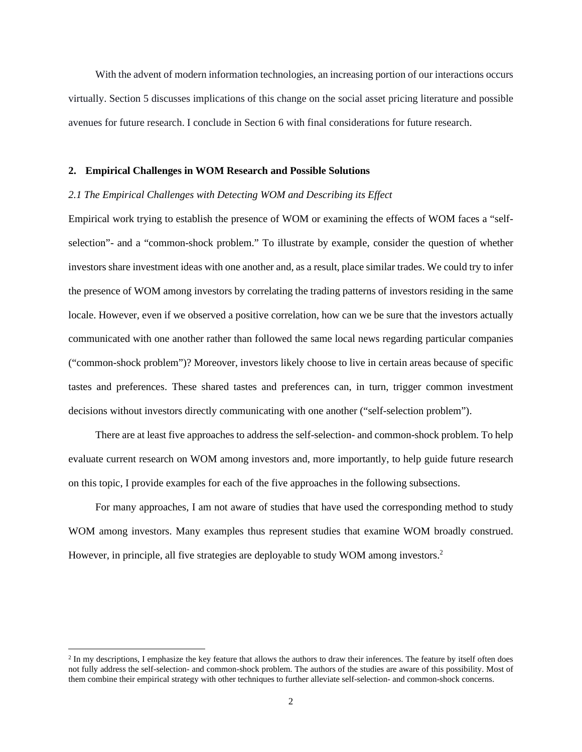With the advent of modern information technologies, an increasing portion of our interactions occurs virtually. Section 5 discusses implications of this change on the social asset pricing literature and possible avenues for future research. I conclude in Section 6 with final considerations for future research.

## 2. Empirical Challenges in WOM Research and Possible Solutions

### *2.1 The Empirical Challenges with Detecting WOM and Describing its Effect*

Empirical work trying to establish the presence of WOM or examining the effects of WOM faces a "self-selection"- and a "common-shock problem." To illustrate by example, consider the question of whether investors share investment ideas with one another and, as a result, place similar trades. We could try to infer the presence of WOM among investors by correlating the trading patterns of investors residing in the same locale. However, even if we observed a positive correlation, how can we be sure that the investors actually communicated with one another rather than followed the same local news regarding particular companies ("common-shock problem")? Moreover, investors likely choose to live in certain areas because of specific tastes and preferences. These shared tastes and preferences can, in turn, trigger common investment decisions without investors directly communicating with one another ("self-selection problem").

There are at least five approaches to address the self-selection- and common-shock problem. To help evaluate current research on WOM among investors and, more importantly, to help guide future research on this topic, I provide examples for each of the five approaches in the following subsections.

For many approaches, I am not aware of studies that have used the corresponding method to study WOM among investors. Many examples thus represent studies that examine WOM broadly construed. However, in principle, all five strategies are deployable to study WOM among investors.[2]

[2] In my descriptions, I emphasize the key feature that allows the authors to draw their inferences. The feature by itself often does not fully address the self-selection- and common-shock problem. The authors of the studies are aware of this possibility. Most of them combine their empirical strategy with other techniques to further alleviate self-selection- and common-shock concerns.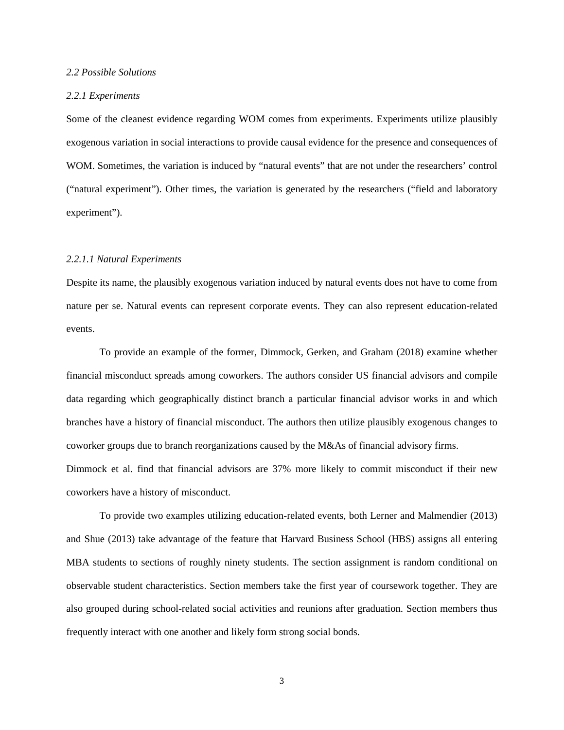*2.2 Possible Solutions*

*2.2.1 Experiments*

Some of the cleanest evidence regarding WOM comes from experiments. Experiments utilize plausibly exogenous variation in social interactions to provide causal evidence for the presence and consequences of WOM. Sometimes, the variation is induced by “natural events” that are not under the researchers’ control (“natural experiment”). Other times, the variation is generated by the researchers (“field and laboratory experiment”).

*2.2.1.1 Natural Experiments*

Despite its name, the plausibly exogenous variation induced by natural events does not have to come from nature per se. Natural events can represent corporate events. They can also represent education-related events.

To provide an example of the former, Dimmock, Gerken, and Graham (2018) examine whether financial misconduct spreads among coworkers. The authors consider US financial advisors and compile data regarding which geographically distinct branch a particular financial advisor works in and which branches have a history of financial misconduct. The authors then utilize plausibly exogenous changes to coworker groups due to branch reorganizations caused by the M&As of financial advisory firms. Dimmock et al. find that financial advisors are 37% more likely to commit misconduct if their new coworkers have a history of misconduct.

To provide two examples utilizing education-related events, both Lerner and Malmendier (2013) and Shue (2013) take advantage of the feature that Harvard Business School (HBS) assigns all entering MBA students to sections of roughly ninety students. The section assignment is random conditional on observable student characteristics. Section members take the first year of coursework together. They are also grouped during school-related social activities and reunions after graduation. Section members thus frequently interact with one another and likely form strong social bonds.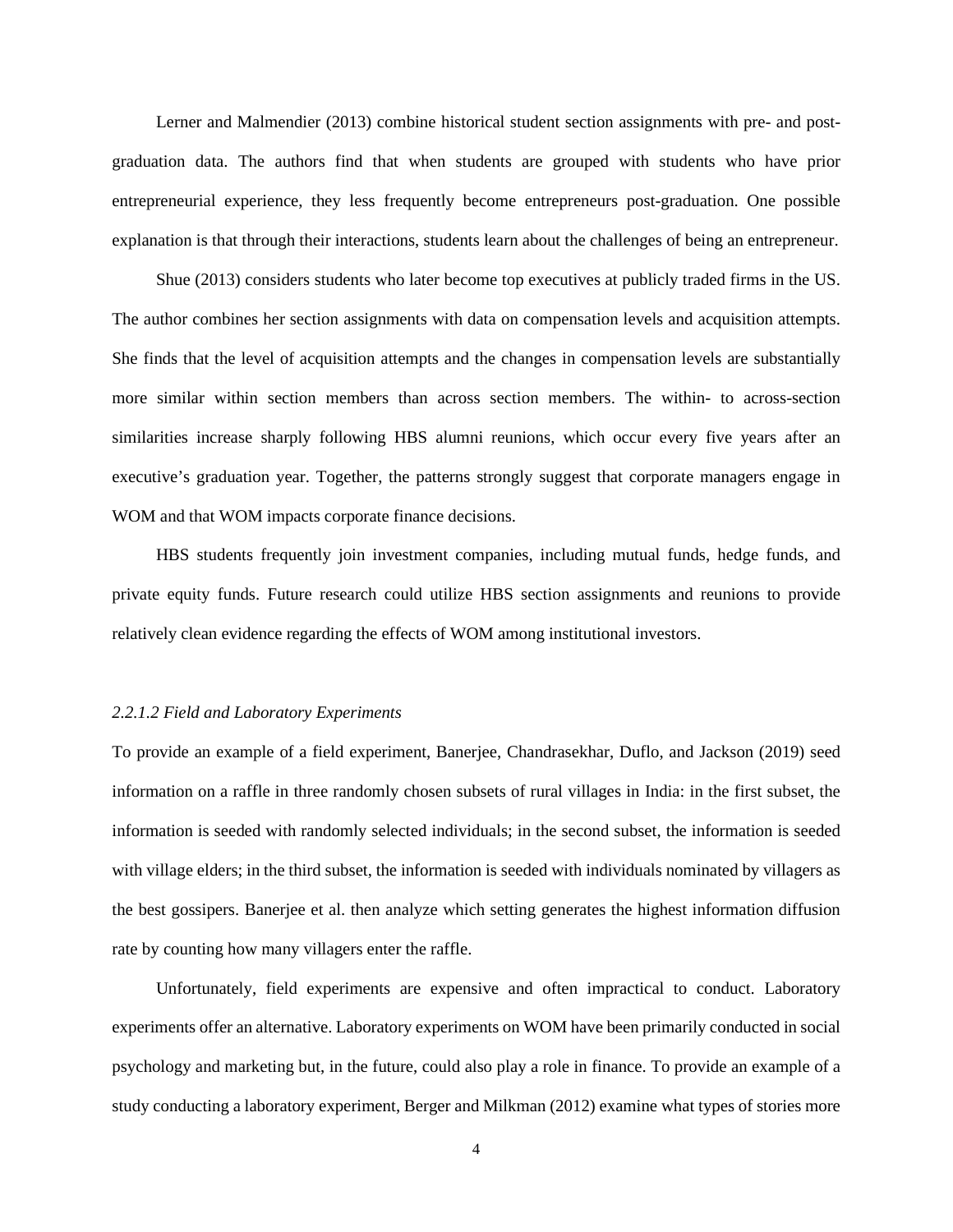Lerner and Malmendier (2013) combine historical student section assignments with pre- and post-graduation data. The authors find that when students are grouped with students who have prior entrepreneurial experience, they less frequently become entrepreneurs post-graduation. One possible explanation is that through their interactions, students learn about the challenges of being an entrepreneur.

Shue (2013) considers students who later become top executives at publicly traded firms in the US. The author combines her section assignments with data on compensation levels and acquisition attempts. She finds that the level of acquisition attempts and the changes in compensation levels are substantially more similar within section members than across section members. The within- to across-section similarities increase sharply following HBS alumni reunions, which occur every five years after an executive's graduation year. Together, the patterns strongly suggest that corporate managers engage in WOM and that WOM impacts corporate finance decisions.

HBS students frequently join investment companies, including mutual funds, hedge funds, and private equity funds. Future research could utilize HBS section assignments and reunions to provide relatively clean evidence regarding the effects of WOM among institutional investors.

*2.2.1.2 Field and Laboratory Experiments*

To provide an example of a field experiment, Banerjee, Chandrasekhar, Duflo, and Jackson (2019) seed information on a raffle in three randomly chosen subsets of rural villages in India: in the first subset, the information is seeded with randomly selected individuals; in the second subset, the information is seeded with village elders; in the third subset, the information is seeded with individuals nominated by villagers as the best gossipers. Banerjee et al. then analyze which setting generates the highest information diffusion rate by counting how many villagers enter the raffle.

Unfortunately, field experiments are expensive and often impractical to conduct. Laboratory experiments offer an alternative. Laboratory experiments on WOM have been primarily conducted in social psychology and marketing but, in the future, could also play a role in finance. To provide an example of a study conducting a laboratory experiment, Berger and Milkman (2012) examine what types of stories more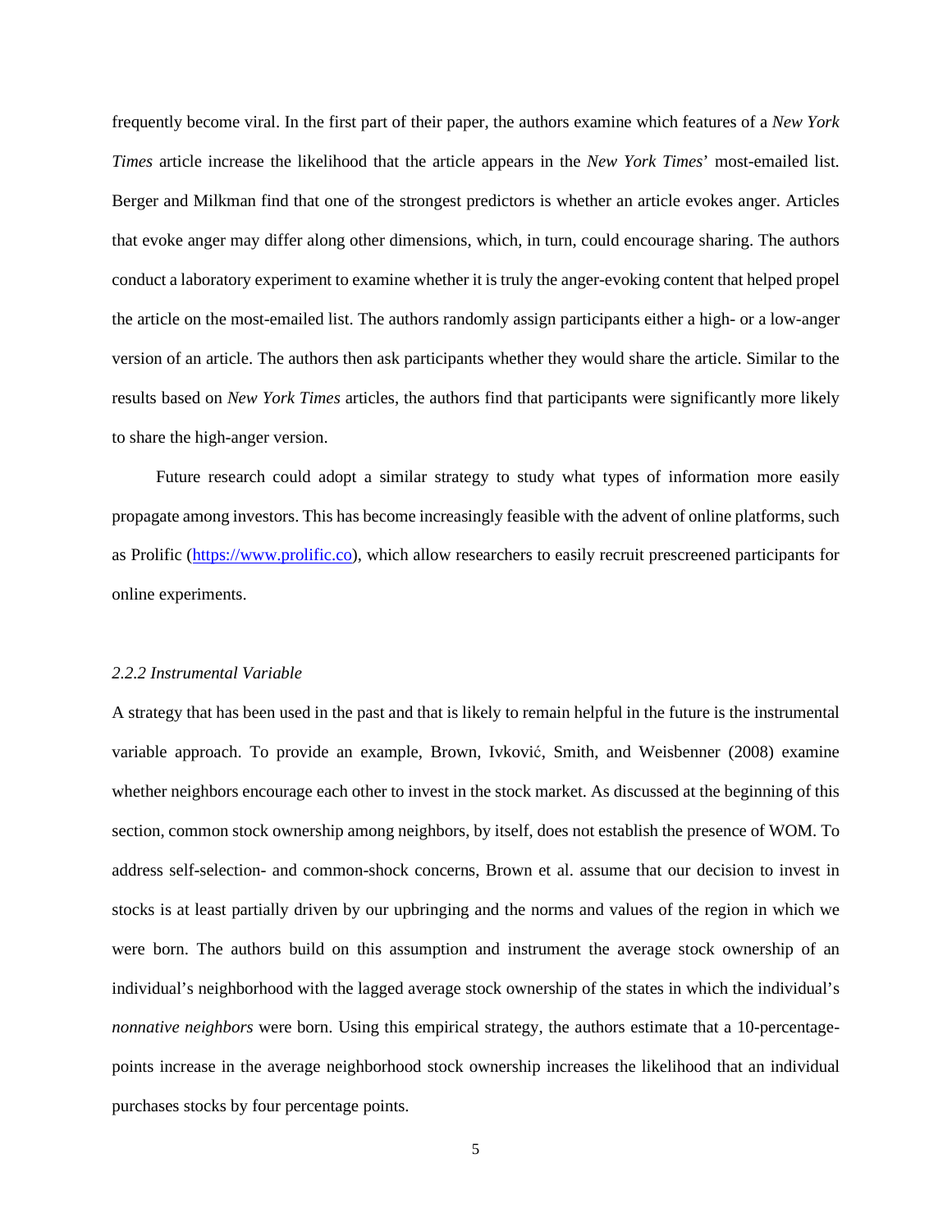frequently become viral. In the first part of their paper, the authors examine which features of a *New York Times* article increase the likelihood that the article appears in the *New York Times*' most-emailed list. Berger and Milkman find that one of the strongest predictors is whether an article evokes anger. Articles that evoke anger may differ along other dimensions, which, in turn, could encourage sharing. The authors conduct a laboratory experiment to examine whether it is truly the anger-evoking content that helped propel the article on the most-emailed list. The authors randomly assign participants either a high- or a low-anger version of an article. The authors then ask participants whether they would share the article. Similar to the results based on *New York Times* articles, the authors find that participants were significantly more likely to share the high-anger version.

Future research could adopt a similar strategy to study what types of information more easily propagate among investors. This has become increasingly feasible with the advent of online platforms, such as Prolific (https://www.prolific.co), which allow researchers to easily recruit prescreened participants for online experiments.

#### *2.2.2 Instrumental Variable*

A strategy that has been used in the past and that is likely to remain helpful in the future is the instrumental variable approach. To provide an example, Brown, Ivković, Smith, and Weisbenner (2008) examine whether neighbors encourage each other to invest in the stock market. As discussed at the beginning of this section, common stock ownership among neighbors, by itself, does not establish the presence of WOM. To address self-selection- and common-shock concerns, Brown et al. assume that our decision to invest in stocks is at least partially driven by our upbringing and the norms and values of the region in which we were born. The authors build on this assumption and instrument the average stock ownership of an individual's neighborhood with the lagged average stock ownership of the states in which the individual's *nonnative neighbors* were born. Using this empirical strategy, the authors estimate that a 10-percentage-points increase in the average neighborhood stock ownership increases the likelihood that an individual purchases stocks by four percentage points.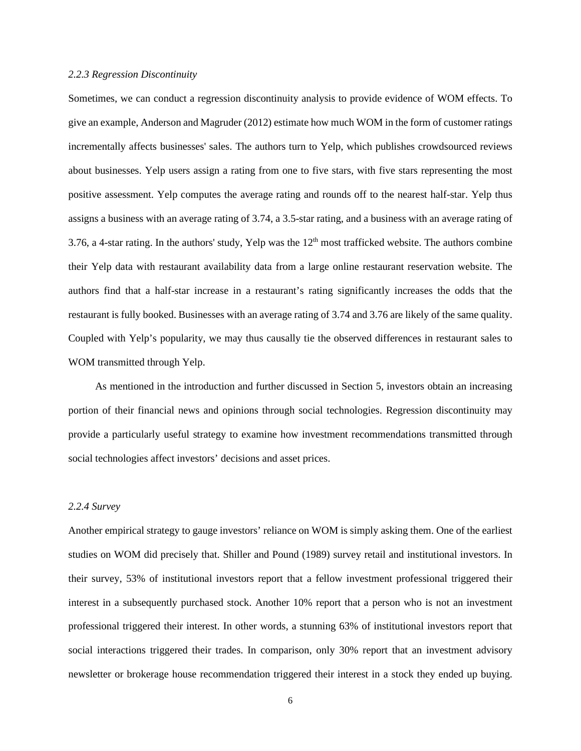*2.2.3 Regression Discontinuity*

Sometimes, we can conduct a regression discontinuity analysis to provide evidence of WOM effects. To give an example, Anderson and Magruder (2012) estimate how much WOM in the form of customer ratings incrementally affects businesses' sales. The authors turn to Yelp, which publishes crowdsourced reviews about businesses. Yelp users assign a rating from one to five stars, with five stars representing the most positive assessment. Yelp computes the average rating and rounds off to the nearest half-star. Yelp thus assigns a business with an average rating of 3.74, a 3.5-star rating, and a business with an average rating of 3.76, a 4-star rating. In the authors' study, Yelp was the 12th most trafficked website. The authors combine their Yelp data with restaurant availability data from a large online restaurant reservation website. The authors find that a half-star increase in a restaurant's rating significantly increases the odds that the restaurant is fully booked. Businesses with an average rating of 3.74 and 3.76 are likely of the same quality. Coupled with Yelp's popularity, we may thus causally tie the observed differences in restaurant sales to WOM transmitted through Yelp.

As mentioned in the introduction and further discussed in Section 5, investors obtain an increasing portion of their financial news and opinions through social technologies. Regression discontinuity may provide a particularly useful strategy to examine how investment recommendations transmitted through social technologies affect investors' decisions and asset prices.

*2.2.4 Survey*

Another empirical strategy to gauge investors' reliance on WOM is simply asking them. One of the earliest studies on WOM did precisely that. Shiller and Pound (1989) survey retail and institutional investors. In their survey, 53% of institutional investors report that a fellow investment professional triggered their interest in a subsequently purchased stock. Another 10% report that a person who is not an investment professional triggered their interest. In other words, a stunning 63% of institutional investors report that social interactions triggered their trades. In comparison, only 30% report that an investment advisory newsletter or brokerage house recommendation triggered their interest in a stock they ended up buying.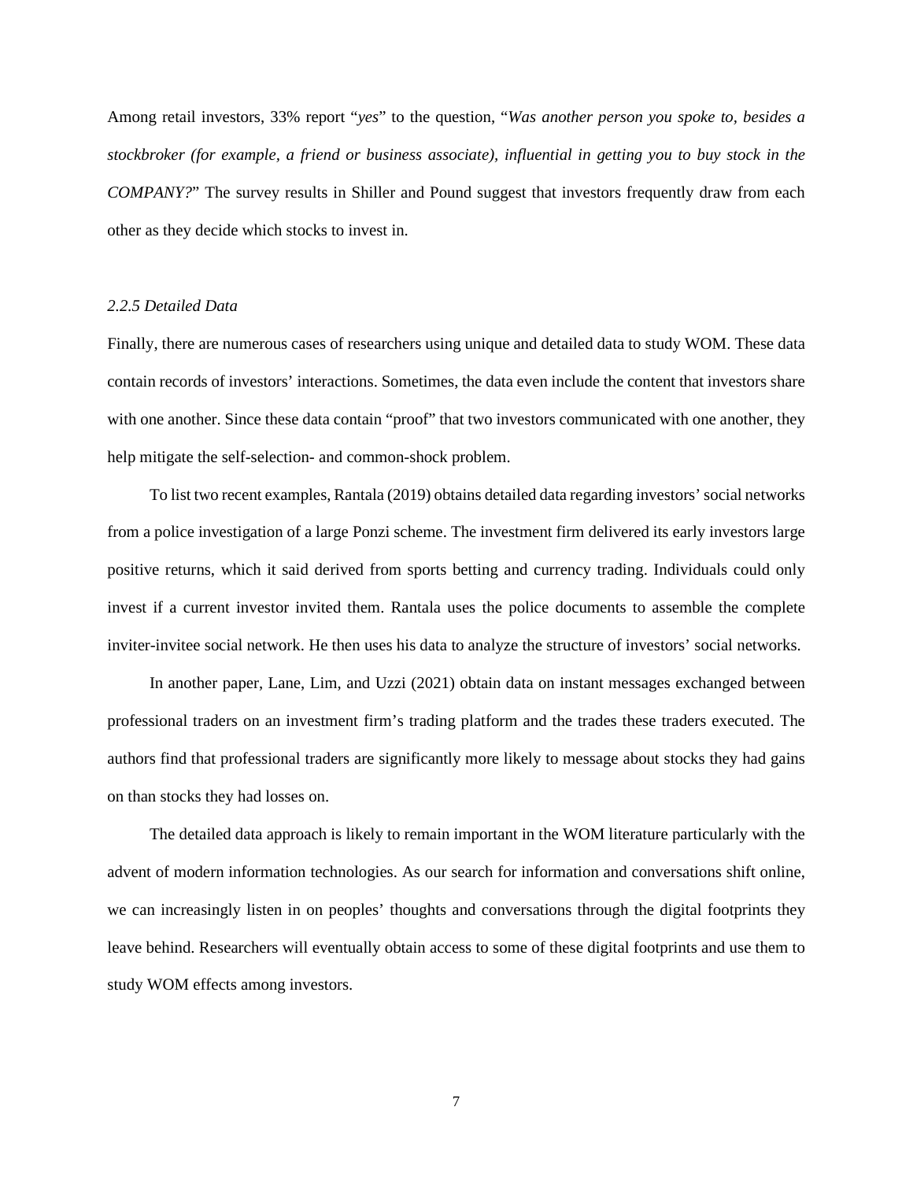Among retail investors, 33% report "*yes*" to the question, "*Was another person you spoke to, besides a stockbroker (for example, a friend or business associate), influential in getting you to buy stock in the COMPANY?*" The survey results in Shiller and Pound suggest that investors frequently draw from each other as they decide which stocks to invest in.

### *2.2.5 Detailed Data*

Finally, there are numerous cases of researchers using unique and detailed data to study WOM. These data contain records of investors' interactions. Sometimes, the data even include the content that investors share with one another. Since these data contain "proof" that two investors communicated with one another, they help mitigate the self-selection- and common-shock problem.

To list two recent examples, Rantala (2019) obtains detailed data regarding investors' social networks from a police investigation of a large Ponzi scheme. The investment firm delivered its early investors large positive returns, which it said derived from sports betting and currency trading. Individuals could only invest if a current investor invited them. Rantala uses the police documents to assemble the complete inviter-invitee social network. He then uses his data to analyze the structure of investors' social networks.

In another paper, Lane, Lim, and Uzzi (2021) obtain data on instant messages exchanged between professional traders on an investment firm's trading platform and the trades these traders executed. The authors find that professional traders are significantly more likely to message about stocks they had gains on than stocks they had losses on.

The detailed data approach is likely to remain important in the WOM literature particularly with the advent of modern information technologies. As our search for information and conversations shift online, we can increasingly listen in on peoples' thoughts and conversations through the digital footprints they leave behind. Researchers will eventually obtain access to some of these digital footprints and use them to study WOM effects among investors.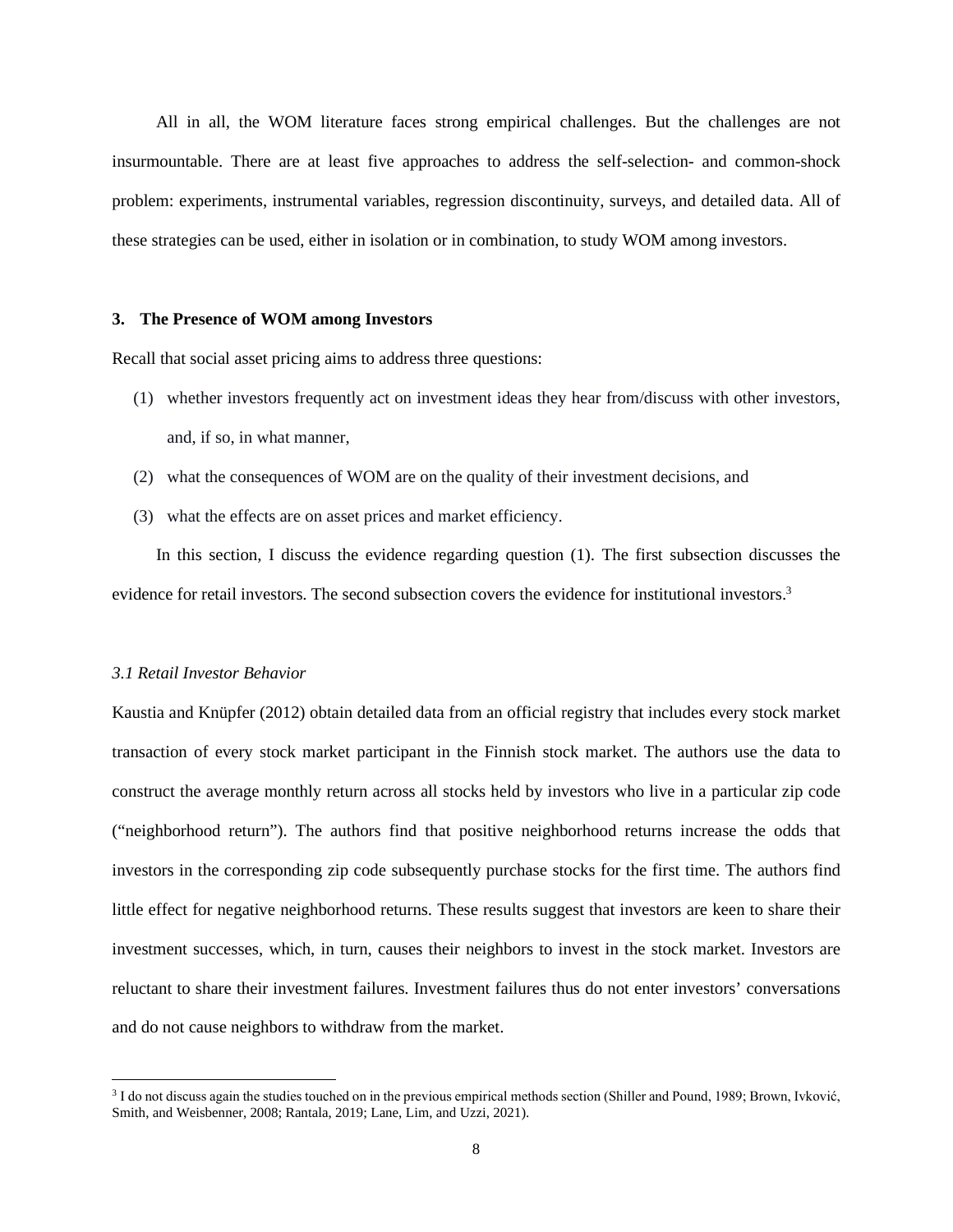All in all, the WOM literature faces strong empirical challenges. But the challenges are not insurmountable. There are at least five approaches to address the self-selection- and common-shock problem: experiments, instrumental variables, regression discontinuity, surveys, and detailed data. All of these strategies can be used, either in isolation or in combination, to study WOM among investors.

## 3. The Presence of WOM among Investors

Recall that social asset pricing aims to address three questions:

(1) whether investors frequently act on investment ideas they hear from/discuss with other investors, and, if so, in what manner,

(2) what the consequences of WOM are on the quality of their investment decisions, and

(3) what the effects are on asset prices and market efficiency.

In this section, I discuss the evidence regarding question (1). The first subsection discusses the evidence for retail investors. The second subsection covers the evidence for institutional investors.[3]

### *3.1 Retail Investor Behavior*

Kaustia and Knüpfer (2012) obtain detailed data from an official registry that includes every stock market transaction of every stock market participant in the Finnish stock market. The authors use the data to construct the average monthly return across all stocks held by investors who live in a particular zip code ("neighborhood return"). The authors find that positive neighborhood returns increase the odds that investors in the corresponding zip code subsequently purchase stocks for the first time. The authors find little effect for negative neighborhood returns. These results suggest that investors are keen to share their investment successes, which, in turn, causes their neighbors to invest in the stock market. Investors are reluctant to share their investment failures. Investment failures thus do not enter investors' conversations and do not cause neighbors to withdraw from the market.

[3] I do not discuss again the studies touched on in the previous empirical methods section (Shiller and Pound, 1989; Brown, Ivković, Smith, and Weisbenner, 2008; Rantala, 2019; Lane, Lim, and Uzzi, 2021).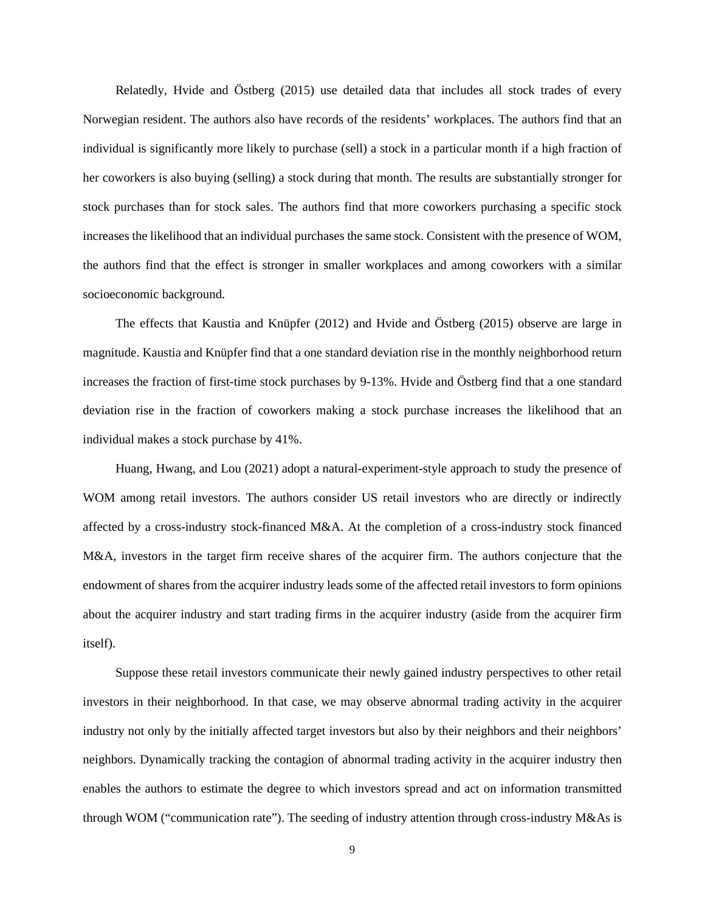Relatedly, Hvide and Östberg (2015) use detailed data that includes all stock trades of every Norwegian resident. The authors also have records of the residents' workplaces. The authors find that an individual is significantly more likely to purchase (sell) a stock in a particular month if a high fraction of her coworkers is also buying (selling) a stock during that month. The results are substantially stronger for stock purchases than for stock sales. The authors find that more coworkers purchasing a specific stock increases the likelihood that an individual purchases the same stock. Consistent with the presence of WOM, the authors find that the effect is stronger in smaller workplaces and among coworkers with a similar socioeconomic background.

The effects that Kaustia and Knüpfer (2012) and Hvide and Östberg (2015) observe are large in magnitude. Kaustia and Knüpfer find that a one standard deviation rise in the monthly neighborhood return increases the fraction of first-time stock purchases by 9-13%. Hvide and Östberg find that a one standard deviation rise in the fraction of coworkers making a stock purchase increases the likelihood that an individual makes a stock purchase by 41%.

Huang, Hwang, and Lou (2021) adopt a natural-experiment-style approach to study the presence of WOM among retail investors. The authors consider US retail investors who are directly or indirectly affected by a cross-industry stock-financed M&A. At the completion of a cross-industry stock financed M&A, investors in the target firm receive shares of the acquirer firm. The authors conjecture that the endowment of shares from the acquirer industry leads some of the affected retail investors to form opinions about the acquirer industry and start trading firms in the acquirer industry (aside from the acquirer firm itself).

Suppose these retail investors communicate their newly gained industry perspectives to other retail investors in their neighborhood. In that case, we may observe abnormal trading activity in the acquirer industry not only by the initially affected target investors but also by their neighbors and their neighbors' neighbors. Dynamically tracking the contagion of abnormal trading activity in the acquirer industry then enables the authors to estimate the degree to which investors spread and act on information transmitted through WOM ("communication rate"). The seeding of industry attention through cross-industry M&As is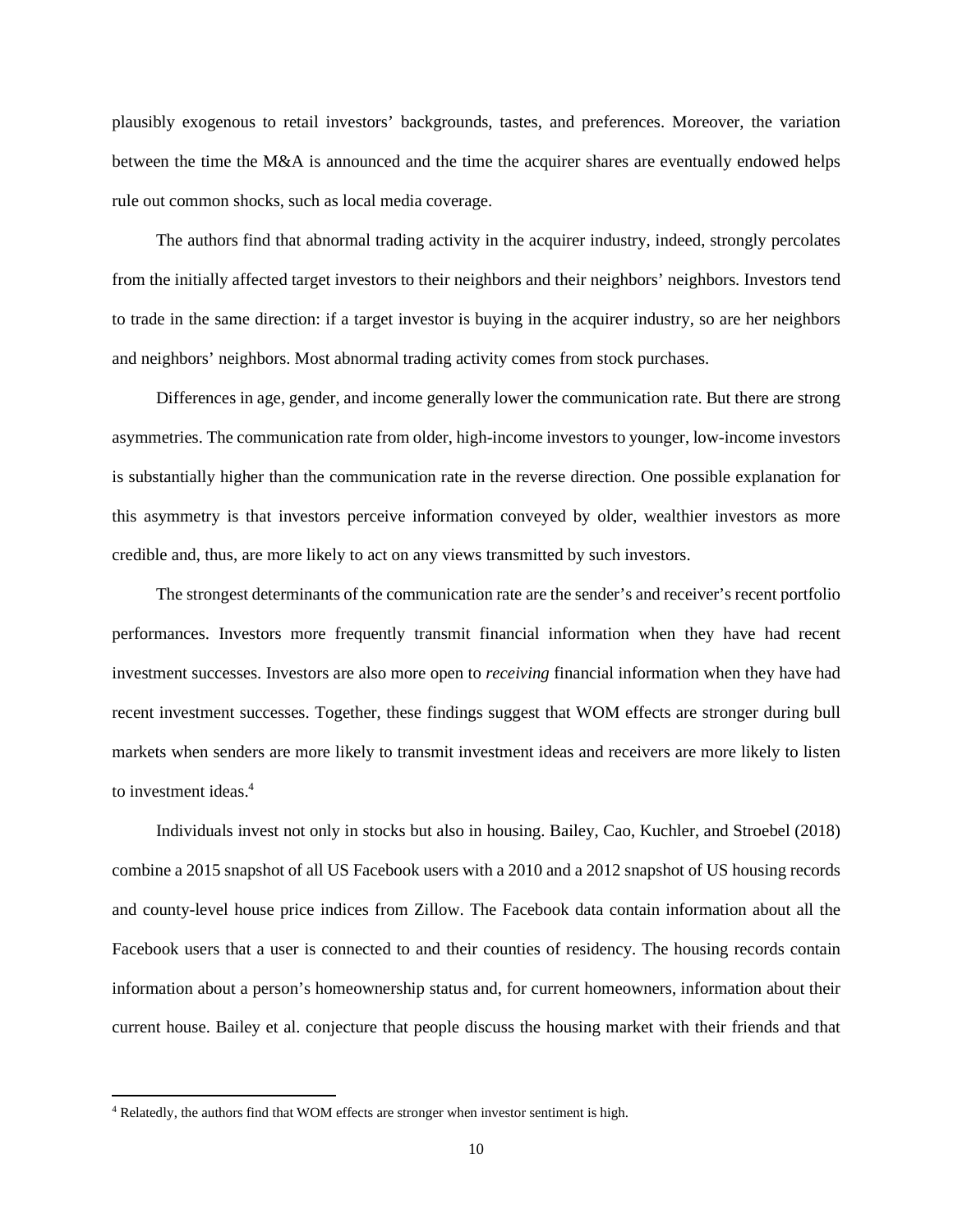plausibly exogenous to retail investors' backgrounds, tastes, and preferences. Moreover, the variation between the time the M&A is announced and the time the acquirer shares are eventually endowed helps rule out common shocks, such as local media coverage.

The authors find that abnormal trading activity in the acquirer industry, indeed, strongly percolates from the initially affected target investors to their neighbors and their neighbors' neighbors. Investors tend to trade in the same direction: if a target investor is buying in the acquirer industry, so are her neighbors and neighbors' neighbors. Most abnormal trading activity comes from stock purchases.

Differences in age, gender, and income generally lower the communication rate. But there are strong asymmetries. The communication rate from older, high-income investors to younger, low-income investors is substantially higher than the communication rate in the reverse direction. One possible explanation for this asymmetry is that investors perceive information conveyed by older, wealthier investors as more credible and, thus, are more likely to act on any views transmitted by such investors.

The strongest determinants of the communication rate are the sender's and receiver's recent portfolio performances. Investors more frequently transmit financial information when they have had recent investment successes. Investors are also more open to *receiving* financial information when they have had recent investment successes. Together, these findings suggest that WOM effects are stronger during bull markets when senders are more likely to transmit investment ideas and receivers are more likely to listen to investment ideas.[4]

Individuals invest not only in stocks but also in housing. Bailey, Cao, Kuchler, and Stroebel (2018) combine a 2015 snapshot of all US Facebook users with a 2010 and a 2012 snapshot of US housing records and county-level house price indices from Zillow. The Facebook data contain information about all the Facebook users that a user is connected to and their counties of residency. The housing records contain information about a person's homeownership status and, for current homeowners, information about their current house. Bailey et al. conjecture that people discuss the housing market with their friends and that

[4] Relatedly, the authors find that WOM effects are stronger when investor sentiment is high.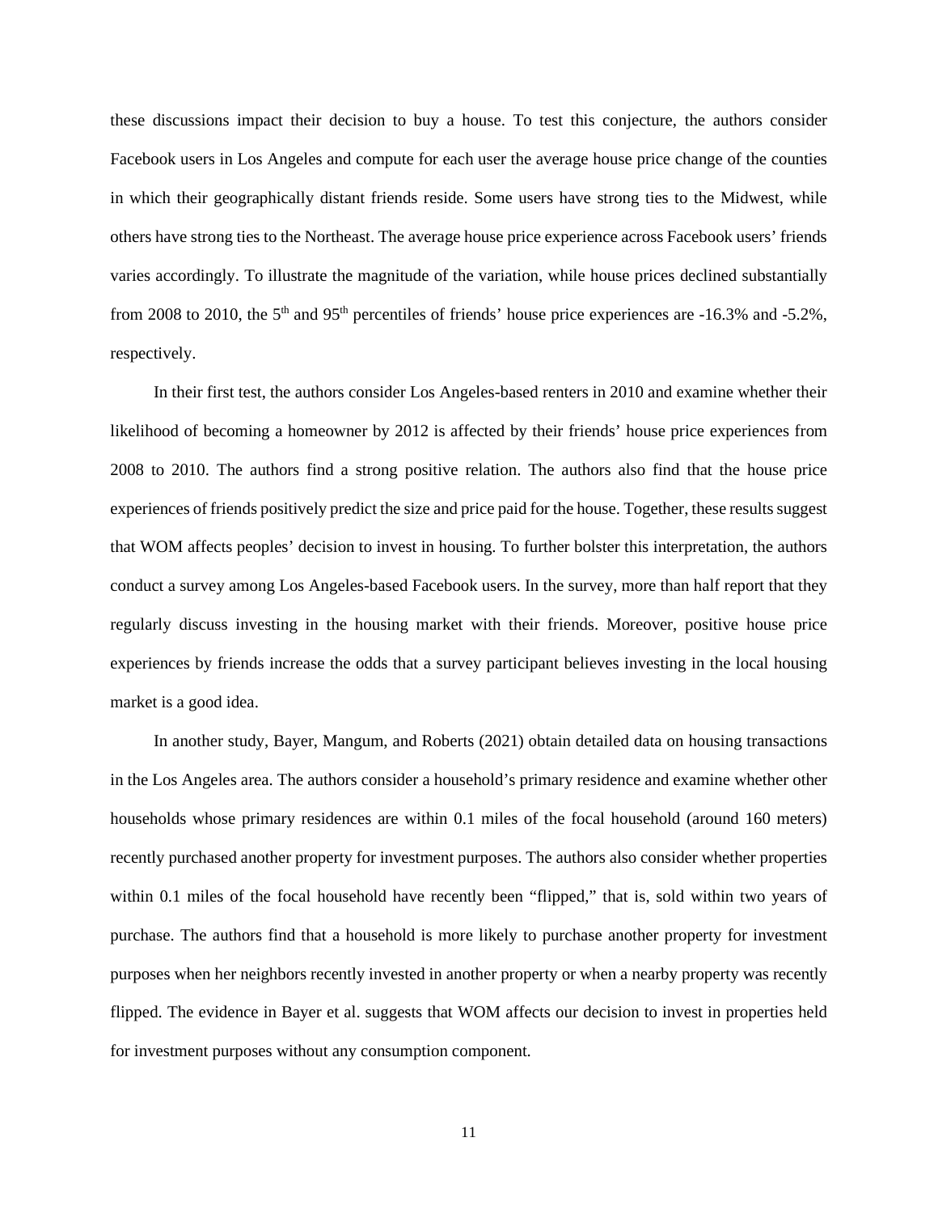these discussions impact their decision to buy a house. To test this conjecture, the authors consider Facebook users in Los Angeles and compute for each user the average house price change of the counties in which their geographically distant friends reside. Some users have strong ties to the Midwest, while others have strong ties to the Northeast. The average house price experience across Facebook users' friends varies accordingly. To illustrate the magnitude of the variation, while house prices declined substantially from 2008 to 2010, the $5^{th}$ and $95^{th}$ percentiles of friends' house price experiences are -16.3% and -5.2%, respectively.

In their first test, the authors consider Los Angeles-based renters in 2010 and examine whether their likelihood of becoming a homeowner by 2012 is affected by their friends' house price experiences from 2008 to 2010. The authors find a strong positive relation. The authors also find that the house price experiences of friends positively predict the size and price paid for the house. Together, these results suggest that WOM affects peoples' decision to invest in housing. To further bolster this interpretation, the authors conduct a survey among Los Angeles-based Facebook users. In the survey, more than half report that they regularly discuss investing in the housing market with their friends. Moreover, positive house price experiences by friends increase the odds that a survey participant believes investing in the local housing market is a good idea.

In another study, Bayer, Mangum, and Roberts (2021) obtain detailed data on housing transactions in the Los Angeles area. The authors consider a household's primary residence and examine whether other households whose primary residences are within 0.1 miles of the focal household (around 160 meters) recently purchased another property for investment purposes. The authors also consider whether properties within 0.1 miles of the focal household have recently been "flipped," that is, sold within two years of purchase. The authors find that a household is more likely to purchase another property for investment purposes when her neighbors recently invested in another property or when a nearby property was recently flipped. The evidence in Bayer et al. suggests that WOM affects our decision to invest in properties held for investment purposes without any consumption component.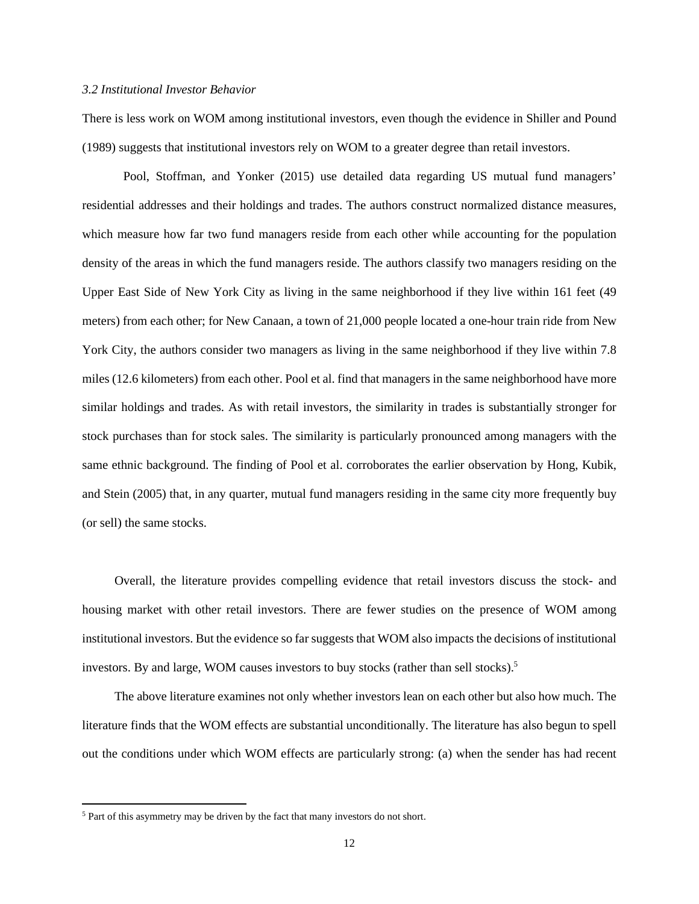### *3.2 Institutional Investor Behavior*

There is less work on WOM among institutional investors, even though the evidence in Shiller and Pound (1989) suggests that institutional investors rely on WOM to a greater degree than retail investors.

Pool, Stoffman, and Yonker (2015) use detailed data regarding US mutual fund managers' residential addresses and their holdings and trades. The authors construct normalized distance measures, which measure how far two fund managers reside from each other while accounting for the population density of the areas in which the fund managers reside. The authors classify two managers residing on the Upper East Side of New York City as living in the same neighborhood if they live within 161 feet (49 meters) from each other; for New Canaan, a town of 21,000 people located a one-hour train ride from New York City, the authors consider two managers as living in the same neighborhood if they live within 7.8 miles (12.6 kilometers) from each other. Pool et al. find that managers in the same neighborhood have more similar holdings and trades. As with retail investors, the similarity in trades is substantially stronger for stock purchases than for stock sales. The similarity is particularly pronounced among managers with the same ethnic background. The finding of Pool et al. corroborates the earlier observation by Hong, Kubik, and Stein (2005) that, in any quarter, mutual fund managers residing in the same city more frequently buy (or sell) the same stocks.

Overall, the literature provides compelling evidence that retail investors discuss the stock- and housing market with other retail investors. There are fewer studies on the presence of WOM among institutional investors. But the evidence so far suggests that WOM also impacts the decisions of institutional investors. By and large, WOM causes investors to buy stocks (rather than sell stocks).[5]

The above literature examines not only whether investors lean on each other but also how much. The literature finds that the WOM effects are substantial unconditionally. The literature has also begun to spell out the conditions under which WOM effects are particularly strong: (a) when the sender has had recent

[5] Part of this asymmetry may be driven by the fact that many investors do not short.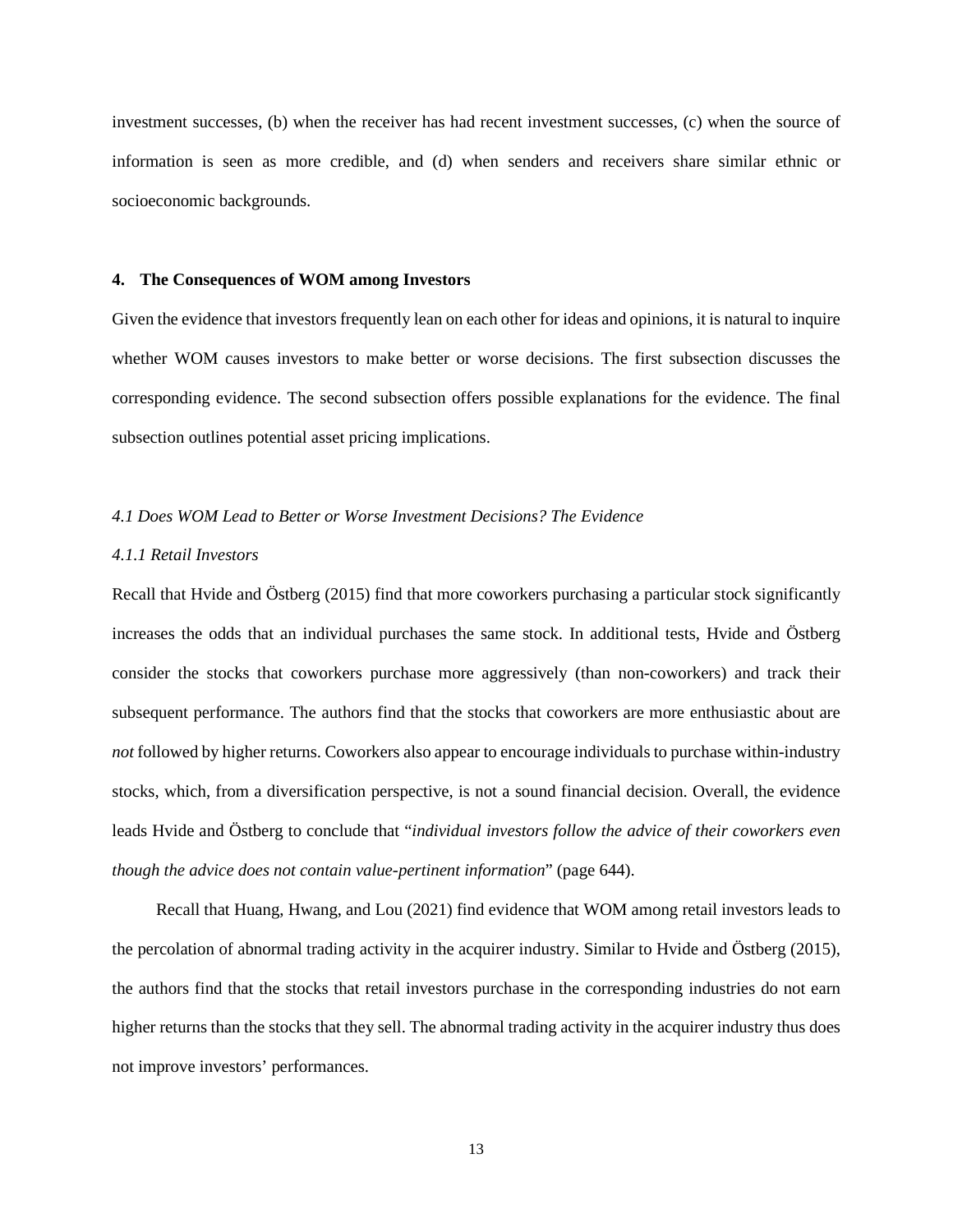investment successes, (b) when the receiver has had recent investment successes, (c) when the source of information is seen as more credible, and (d) when senders and receivers share similar ethnic or socioeconomic backgrounds.

## 4. The Consequences of WOM among Investors

Given the evidence that investors frequently lean on each other for ideas and opinions, it is natural to inquire whether WOM causes investors to make better or worse decisions. The first subsection discusses the corresponding evidence. The second subsection offers possible explanations for the evidence. The final subsection outlines potential asset pricing implications.

### *4.1 Does WOM Lead to Better or Worse Investment Decisions? The Evidence*

#### *4.1.1 Retail Investors*

Recall that Hvide and Östberg (2015) find that more coworkers purchasing a particular stock significantly increases the odds that an individual purchases the same stock. In additional tests, Hvide and Östberg consider the stocks that coworkers purchase more aggressively (than non-coworkers) and track their subsequent performance. The authors find that the stocks that coworkers are more enthusiastic about are *not* followed by higher returns. Coworkers also appear to encourage individuals to purchase within-industry stocks, which, from a diversification perspective, is not a sound financial decision. Overall, the evidence leads Hvide and Östberg to conclude that "*individual investors follow the advice of their coworkers even though the advice does not contain value-pertinent information*" (page 644).

Recall that Huang, Hwang, and Lou (2021) find evidence that WOM among retail investors leads to the percolation of abnormal trading activity in the acquirer industry. Similar to Hvide and Östberg (2015), the authors find that the stocks that retail investors purchase in the corresponding industries do not earn higher returns than the stocks that they sell. The abnormal trading activity in the acquirer industry thus does not improve investors' performances.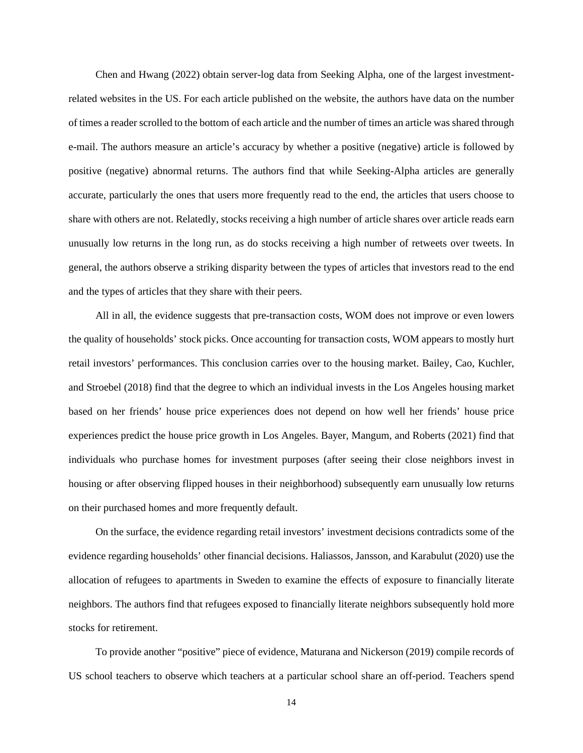Chen and Hwang (2022) obtain server-log data from Seeking Alpha, one of the largest investment-related websites in the US. For each article published on the website, the authors have data on the number of times a reader scrolled to the bottom of each article and the number of times an article was shared through e-mail. The authors measure an article's accuracy by whether a positive (negative) article is followed by positive (negative) abnormal returns. The authors find that while Seeking-Alpha articles are generally accurate, particularly the ones that users more frequently read to the end, the articles that users choose to share with others are not. Relatedly, stocks receiving a high number of article shares over article reads earn unusually low returns in the long run, as do stocks receiving a high number of retweets over tweets. In general, the authors observe a striking disparity between the types of articles that investors read to the end and the types of articles that they share with their peers.

All in all, the evidence suggests that pre-transaction costs, WOM does not improve or even lowers the quality of households' stock picks. Once accounting for transaction costs, WOM appears to mostly hurt retail investors' performances. This conclusion carries over to the housing market. Bailey, Cao, Kuchler, and Stroebel (2018) find that the degree to which an individual invests in the Los Angeles housing market based on her friends' house price experiences does not depend on how well her friends' house price experiences predict the house price growth in Los Angeles. Bayer, Mangum, and Roberts (2021) find that individuals who purchase homes for investment purposes (after seeing their close neighbors invest in housing or after observing flipped houses in their neighborhood) subsequently earn unusually low returns on their purchased homes and more frequently default.

On the surface, the evidence regarding retail investors' investment decisions contradicts some of the evidence regarding households' other financial decisions. Haliassos, Jansson, and Karabulut (2020) use the allocation of refugees to apartments in Sweden to examine the effects of exposure to financially literate neighbors. The authors find that refugees exposed to financially literate neighbors subsequently hold more stocks for retirement.

To provide another "positive" piece of evidence, Maturana and Nickerson (2019) compile records of US school teachers to observe which teachers at a particular school share an off-period. Teachers spend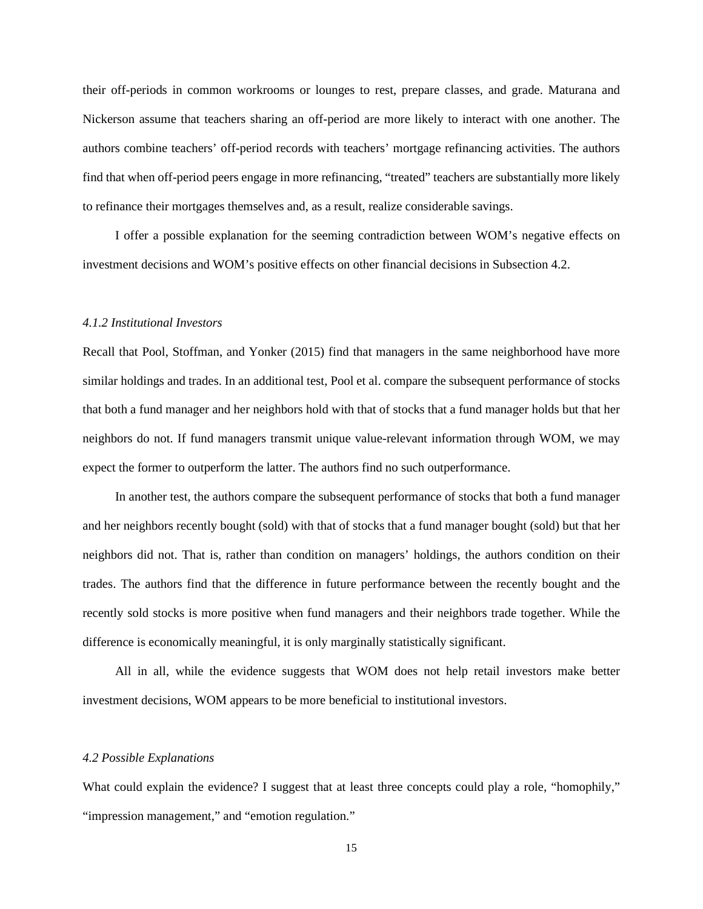their off-periods in common workrooms or lounges to rest, prepare classes, and grade. Maturana and Nickerson assume that teachers sharing an off-period are more likely to interact with one another. The authors combine teachers' off-period records with teachers' mortgage refinancing activities. The authors find that when off-period peers engage in more refinancing, "treated" teachers are substantially more likely to refinance their mortgages themselves and, as a result, realize considerable savings.

I offer a possible explanation for the seeming contradiction between WOM's negative effects on investment decisions and WOM's positive effects on other financial decisions in Subsection 4.2.

### *4.1.2 Institutional Investors*

Recall that Pool, Stoffman, and Yonker (2015) find that managers in the same neighborhood have more similar holdings and trades. In an additional test, Pool et al. compare the subsequent performance of stocks that both a fund manager and her neighbors hold with that of stocks that a fund manager holds but that her neighbors do not. If fund managers transmit unique value-relevant information through WOM, we may expect the former to outperform the latter. The authors find no such outperformance.

In another test, the authors compare the subsequent performance of stocks that both a fund manager and her neighbors recently bought (sold) with that of stocks that a fund manager bought (sold) but that her neighbors did not. That is, rather than condition on managers' holdings, the authors condition on their trades. The authors find that the difference in future performance between the recently bought and the recently sold stocks is more positive when fund managers and their neighbors trade together. While the difference is economically meaningful, it is only marginally statistically significant.

All in all, while the evidence suggests that WOM does not help retail investors make better investment decisions, WOM appears to be more beneficial to institutional investors.

### *4.2 Possible Explanations*

What could explain the evidence? I suggest that at least three concepts could play a role, "homophily," "impression management," and "emotion regulation."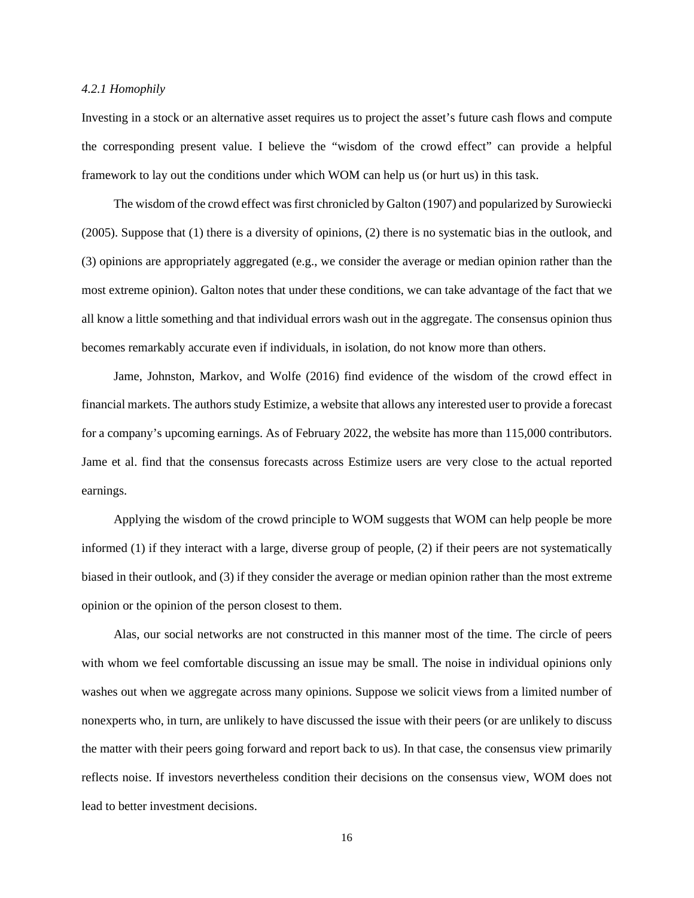#### *4.2.1 Homophily*

Investing in a stock or an alternative asset requires us to project the asset's future cash flows and compute the corresponding present value. I believe the "wisdom of the crowd effect" can provide a helpful framework to lay out the conditions under which WOM can help us (or hurt us) in this task.

The wisdom of the crowd effect was first chronicled by Galton (1907) and popularized by Surowiecki (2005). Suppose that (1) there is a diversity of opinions, (2) there is no systematic bias in the outlook, and (3) opinions are appropriately aggregated (e.g., we consider the average or median opinion rather than the most extreme opinion). Galton notes that under these conditions, we can take advantage of the fact that we all know a little something and that individual errors wash out in the aggregate. The consensus opinion thus becomes remarkably accurate even if individuals, in isolation, do not know more than others.

Jame, Johnston, Markov, and Wolfe (2016) find evidence of the wisdom of the crowd effect in financial markets. The authors study Estimize, a website that allows any interested user to provide a forecast for a company's upcoming earnings. As of February 2022, the website has more than 115,000 contributors. Jame et al. find that the consensus forecasts across Estimize users are very close to the actual reported earnings.

Applying the wisdom of the crowd principle to WOM suggests that WOM can help people be more informed (1) if they interact with a large, diverse group of people, (2) if their peers are not systematically biased in their outlook, and (3) if they consider the average or median opinion rather than the most extreme opinion or the opinion of the person closest to them.

Alas, our social networks are not constructed in this manner most of the time. The circle of peers with whom we feel comfortable discussing an issue may be small. The noise in individual opinions only washes out when we aggregate across many opinions. Suppose we solicit views from a limited number of nonexperts who, in turn, are unlikely to have discussed the issue with their peers (or are unlikely to discuss the matter with their peers going forward and report back to us). In that case, the consensus view primarily reflects noise. If investors nevertheless condition their decisions on the consensus view, WOM does not lead to better investment decisions.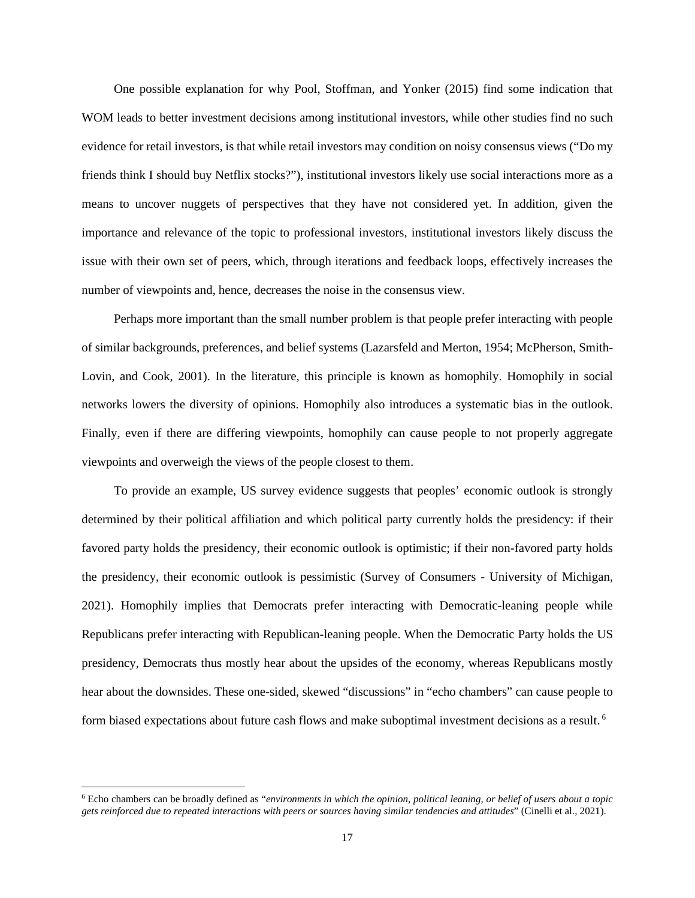One possible explanation for why Pool, Stoffman, and Yonker (2015) find some indication that WOM leads to better investment decisions among institutional investors, while other studies find no such evidence for retail investors, is that while retail investors may condition on noisy consensus views ("Do my friends think I should buy Netflix stocks?"), institutional investors likely use social interactions more as a means to uncover nuggets of perspectives that they have not considered yet. In addition, given the importance and relevance of the topic to professional investors, institutional investors likely discuss the issue with their own set of peers, which, through iterations and feedback loops, effectively increases the number of viewpoints and, hence, decreases the noise in the consensus view.

Perhaps more important than the small number problem is that people prefer interacting with people of similar backgrounds, preferences, and belief systems (Lazarsfeld and Merton, 1954; McPherson, Smith-Lovin, and Cook, 2001). In the literature, this principle is known as homophily. Homophily in social networks lowers the diversity of opinions. Homophily also introduces a systematic bias in the outlook. Finally, even if there are differing viewpoints, homophily can cause people to not properly aggregate viewpoints and overweigh the views of the people closest to them.

To provide an example, US survey evidence suggests that peoples' economic outlook is strongly determined by their political affiliation and which political party currently holds the presidency: if their favored party holds the presidency, their economic outlook is optimistic; if their non-favored party holds the presidency, their economic outlook is pessimistic (Survey of Consumers - University of Michigan, 2021). Homophily implies that Democrats prefer interacting with Democratic-leaning people while Republicans prefer interacting with Republican-leaning people. When the Democratic Party holds the US presidency, Democrats thus mostly hear about the upsides of the economy, whereas Republicans mostly hear about the downsides. These one-sided, skewed "discussions" in "echo chambers" can cause people to form biased expectations about future cash flows and make suboptimal investment decisions as a result. [6]

[6] Echo chambers can be broadly defined as "*environments in which the opinion, political leaning, or belief of users about a topic gets reinforced due to repeated interactions with peers or sources having similar tendencies and attitudes*" (Cinelli et al., 2021).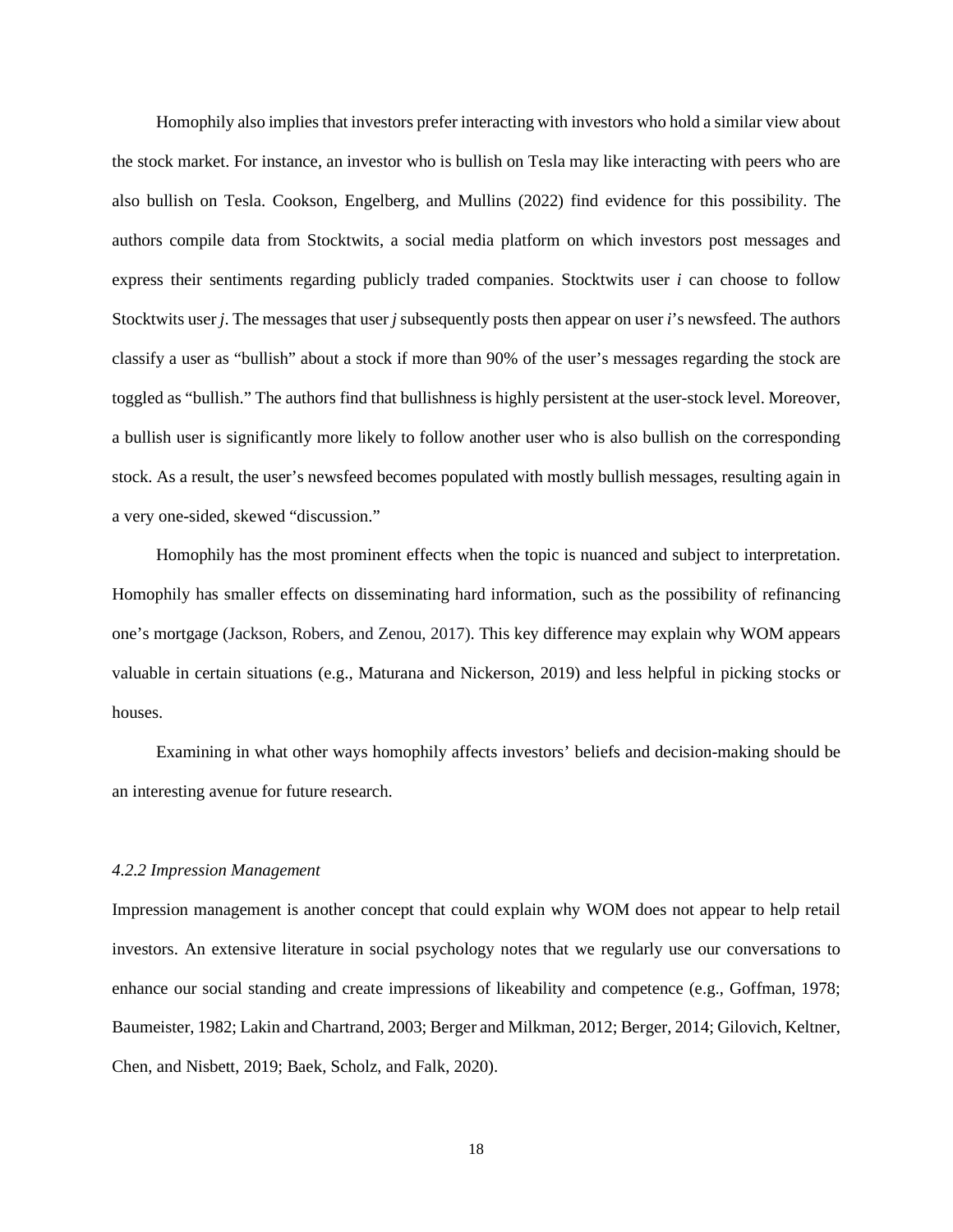Homophily also implies that investors prefer interacting with investors who hold a similar view about the stock market. For instance, an investor who is bullish on Tesla may like interacting with peers who are also bullish on Tesla. Cookson, Engelberg, and Mullins (2022) find evidence for this possibility. The authors compile data from Stocktwits, a social media platform on which investors post messages and express their sentiments regarding publicly traded companies. Stocktwits user *i* can choose to follow Stocktwits user *j*. The messages that user *j* subsequently posts then appear on user *i*'s newsfeed. The authors classify a user as "bullish" about a stock if more than 90% of the user's messages regarding the stock are toggled as "bullish." The authors find that bullishness is highly persistent at the user-stock level. Moreover, a bullish user is significantly more likely to follow another user who is also bullish on the corresponding stock. As a result, the user's newsfeed becomes populated with mostly bullish messages, resulting again in a very one-sided, skewed "discussion."

Homophily has the most prominent effects when the topic is nuanced and subject to interpretation. Homophily has smaller effects on disseminating hard information, such as the possibility of refinancing one's mortgage (Jackson, Robers, and Zenou, 2017). This key difference may explain why WOM appears valuable in certain situations (e.g., Maturana and Nickerson, 2019) and less helpful in picking stocks or houses.

Examining in what other ways homophily affects investors' beliefs and decision-making should be an interesting avenue for future research.

#### *4.2.2 Impression Management*

Impression management is another concept that could explain why WOM does not appear to help retail investors. An extensive literature in social psychology notes that we regularly use our conversations to enhance our social standing and create impressions of likeability and competence (e.g., Goffman, 1978; Baumeister, 1982; Lakin and Chartrand, 2003; Berger and Milkman, 2012; Berger, 2014; Gilovich, Keltner, Chen, and Nisbett, 2019; Baek, Scholz, and Falk, 2020).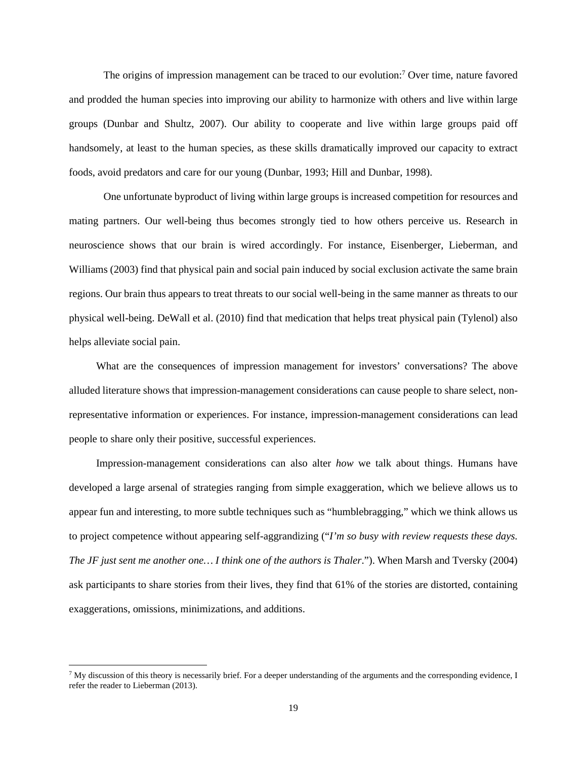The origins of impression management can be traced to our evolution:[7] Over time, nature favored and prodded the human species into improving our ability to harmonize with others and live within large groups (Dunbar and Shultz, 2007). Our ability to cooperate and live within large groups paid off handsomely, at least to the human species, as these skills dramatically improved our capacity to extract foods, avoid predators and care for our young (Dunbar, 1993; Hill and Dunbar, 1998).

One unfortunate byproduct of living within large groups is increased competition for resources and mating partners. Our well-being thus becomes strongly tied to how others perceive us. Research in neuroscience shows that our brain is wired accordingly. For instance, Eisenberger, Lieberman, and Williams (2003) find that physical pain and social pain induced by social exclusion activate the same brain regions. Our brain thus appears to treat threats to our social well-being in the same manner as threats to our physical well-being. DeWall et al. (2010) find that medication that helps treat physical pain (Tylenol) also helps alleviate social pain.

What are the consequences of impression management for investors' conversations? The above alluded literature shows that impression-management considerations can cause people to share select, non-representative information or experiences. For instance, impression-management considerations can lead people to share only their positive, successful experiences.

Impression-management considerations can also alter *how* we talk about things. Humans have developed a large arsenal of strategies ranging from simple exaggeration, which we believe allows us to appear fun and interesting, to more subtle techniques such as "humblebragging," which we think allows us to project competence without appearing self-aggrandizing ("*I'm so busy with review requests these days. The JF just sent me another one… I think one of the authors is Thaler*."). When Marsh and Tversky (2004) ask participants to share stories from their lives, they find that 61% of the stories are distorted, containing exaggerations, omissions, minimizations, and additions.

[7] My discussion of this theory is necessarily brief. For a deeper understanding of the arguments and the corresponding evidence, I refer the reader to Lieberman (2013).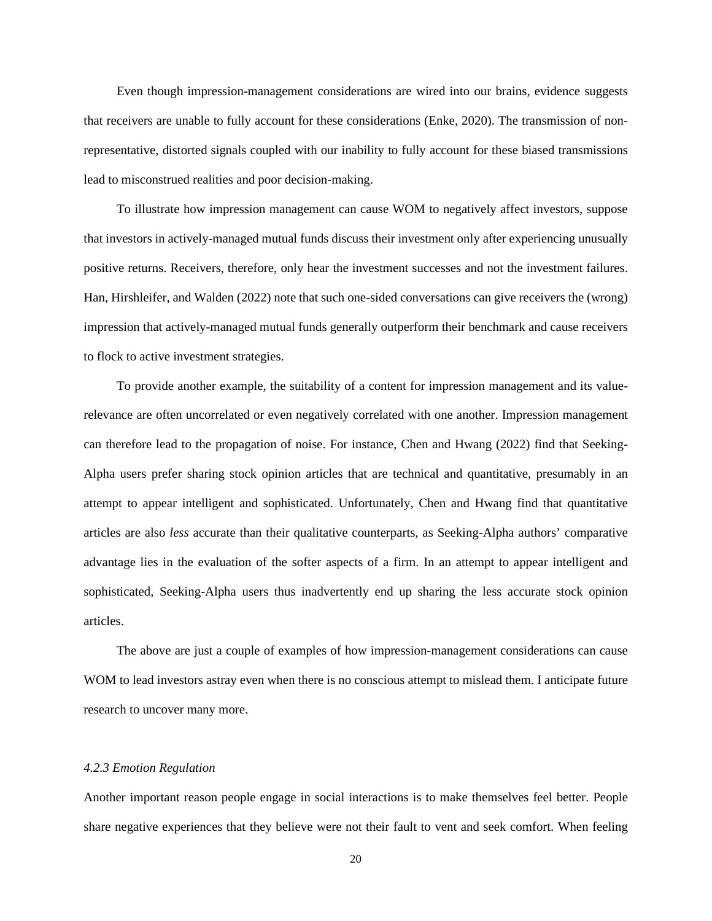Even though impression-management considerations are wired into our brains, evidence suggests that receivers are unable to fully account for these considerations (Enke, 2020). The transmission of non-representative, distorted signals coupled with our inability to fully account for these biased transmissions lead to misconstrued realities and poor decision-making.

To illustrate how impression management can cause WOM to negatively affect investors, suppose that investors in actively-managed mutual funds discuss their investment only after experiencing unusually positive returns. Receivers, therefore, only hear the investment successes and not the investment failures. Han, Hirshleifer, and Walden (2022) note that such one-sided conversations can give receivers the (wrong) impression that actively-managed mutual funds generally outperform their benchmark and cause receivers to flock to active investment strategies.

To provide another example, the suitability of a content for impression management and its value-relevance are often uncorrelated or even negatively correlated with one another. Impression management can therefore lead to the propagation of noise. For instance, Chen and Hwang (2022) find that Seeking-Alpha users prefer sharing stock opinion articles that are technical and quantitative, presumably in an attempt to appear intelligent and sophisticated. Unfortunately, Chen and Hwang find that quantitative articles are also *less* accurate than their qualitative counterparts, as Seeking-Alpha authors' comparative advantage lies in the evaluation of the softer aspects of a firm. In an attempt to appear intelligent and sophisticated, Seeking-Alpha users thus inadvertently end up sharing the less accurate stock opinion articles.

The above are just a couple of examples of how impression-management considerations can cause WOM to lead investors astray even when there is no conscious attempt to mislead them. I anticipate future research to uncover many more.

#### *4.2.3 Emotion Regulation*

Another important reason people engage in social interactions is to make themselves feel better. People share negative experiences that they believe were not their fault to vent and seek comfort. When feeling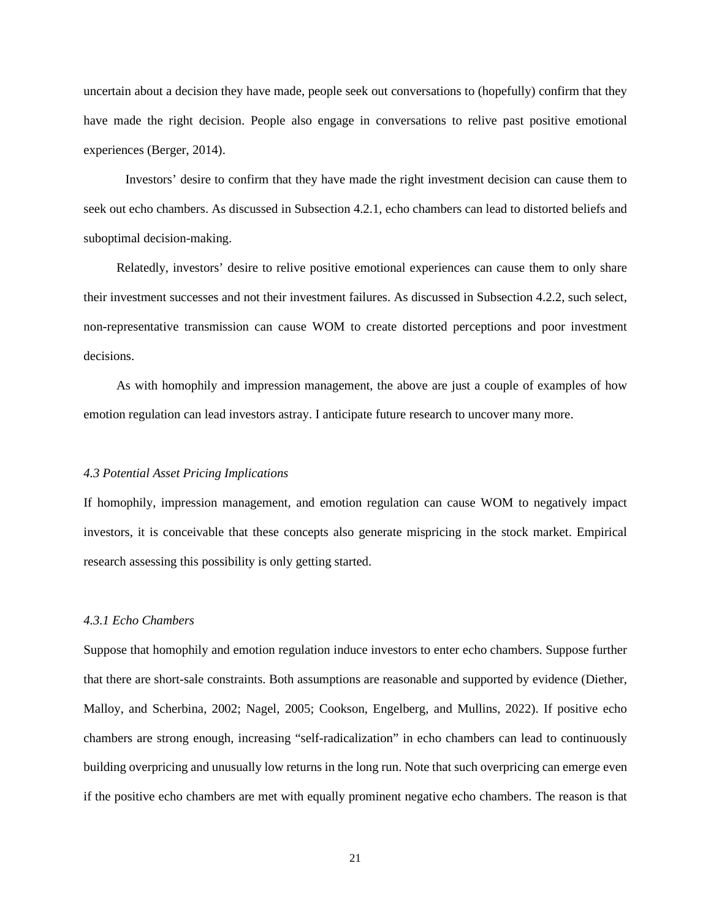uncertain about a decision they have made, people seek out conversations to (hopefully) confirm that they have made the right decision. People also engage in conversations to relive past positive emotional experiences (Berger, 2014).

Investors' desire to confirm that they have made the right investment decision can cause them to seek out echo chambers. As discussed in Subsection 4.2.1, echo chambers can lead to distorted beliefs and suboptimal decision-making.

Relatedly, investors' desire to relive positive emotional experiences can cause them to only share their investment successes and not their investment failures. As discussed in Subsection 4.2.2, such select, non-representative transmission can cause WOM to create distorted perceptions and poor investment decisions.

As with homophily and impression management, the above are just a couple of examples of how emotion regulation can lead investors astray. I anticipate future research to uncover many more.

### *4.3 Potential Asset Pricing Implications*

If homophily, impression management, and emotion regulation can cause WOM to negatively impact investors, it is conceivable that these concepts also generate mispricing in the stock market. Empirical research assessing this possibility is only getting started.

#### *4.3.1 Echo Chambers*

Suppose that homophily and emotion regulation induce investors to enter echo chambers. Suppose further that there are short-sale constraints. Both assumptions are reasonable and supported by evidence (Diether, Malloy, and Scherbina, 2002; Nagel, 2005; Cookson, Engelberg, and Mullins, 2022). If positive echo chambers are strong enough, increasing "self-radicalization" in echo chambers can lead to continuously building overpricing and unusually low returns in the long run. Note that such overpricing can emerge even if the positive echo chambers are met with equally prominent negative echo chambers. The reason is that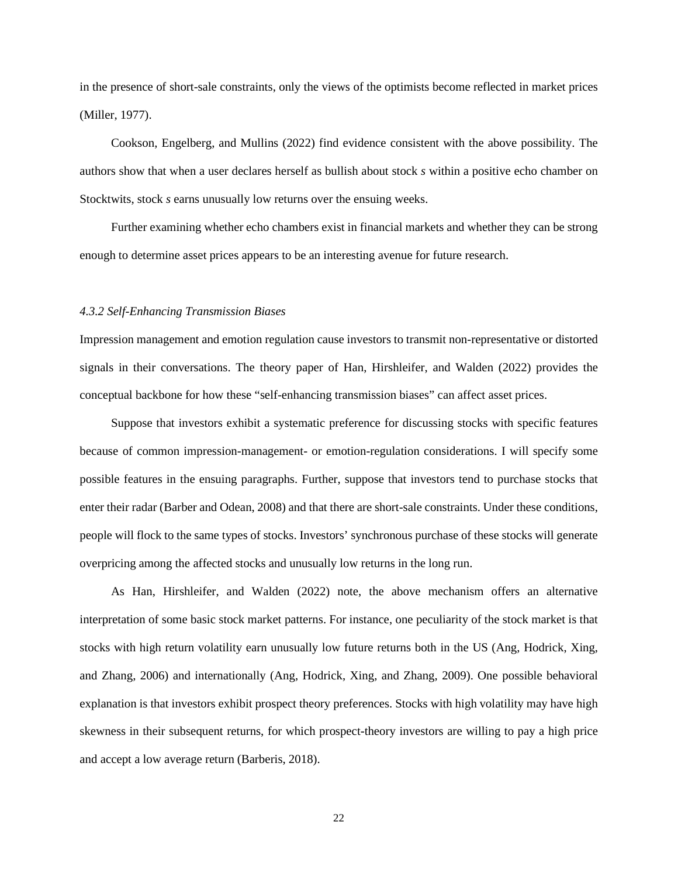in the presence of short-sale constraints, only the views of the optimists become reflected in market prices (Miller, 1977).

Cookson, Engelberg, and Mullins (2022) find evidence consistent with the above possibility. The authors show that when a user declares herself as bullish about stock *s* within a positive echo chamber on Stocktwits, stock *s* earns unusually low returns over the ensuing weeks.

Further examining whether echo chambers exist in financial markets and whether they can be strong enough to determine asset prices appears to be an interesting avenue for future research.

#### *4.3.2 Self-Enhancing Transmission Biases*

Impression management and emotion regulation cause investors to transmit non-representative or distorted signals in their conversations. The theory paper of Han, Hirshleifer, and Walden (2022) provides the conceptual backbone for how these "self-enhancing transmission biases" can affect asset prices.

Suppose that investors exhibit a systematic preference for discussing stocks with specific features because of common impression-management- or emotion-regulation considerations. I will specify some possible features in the ensuing paragraphs. Further, suppose that investors tend to purchase stocks that enter their radar (Barber and Odean, 2008) and that there are short-sale constraints. Under these conditions, people will flock to the same types of stocks. Investors' synchronous purchase of these stocks will generate overpricing among the affected stocks and unusually low returns in the long run.

As Han, Hirshleifer, and Walden (2022) note, the above mechanism offers an alternative interpretation of some basic stock market patterns. For instance, one peculiarity of the stock market is that stocks with high return volatility earn unusually low future returns both in the US (Ang, Hodrick, Xing, and Zhang, 2006) and internationally (Ang, Hodrick, Xing, and Zhang, 2009). One possible behavioral explanation is that investors exhibit prospect theory preferences. Stocks with high volatility may have high skewness in their subsequent returns, for which prospect-theory investors are willing to pay a high price and accept a low average return (Barberis, 2018).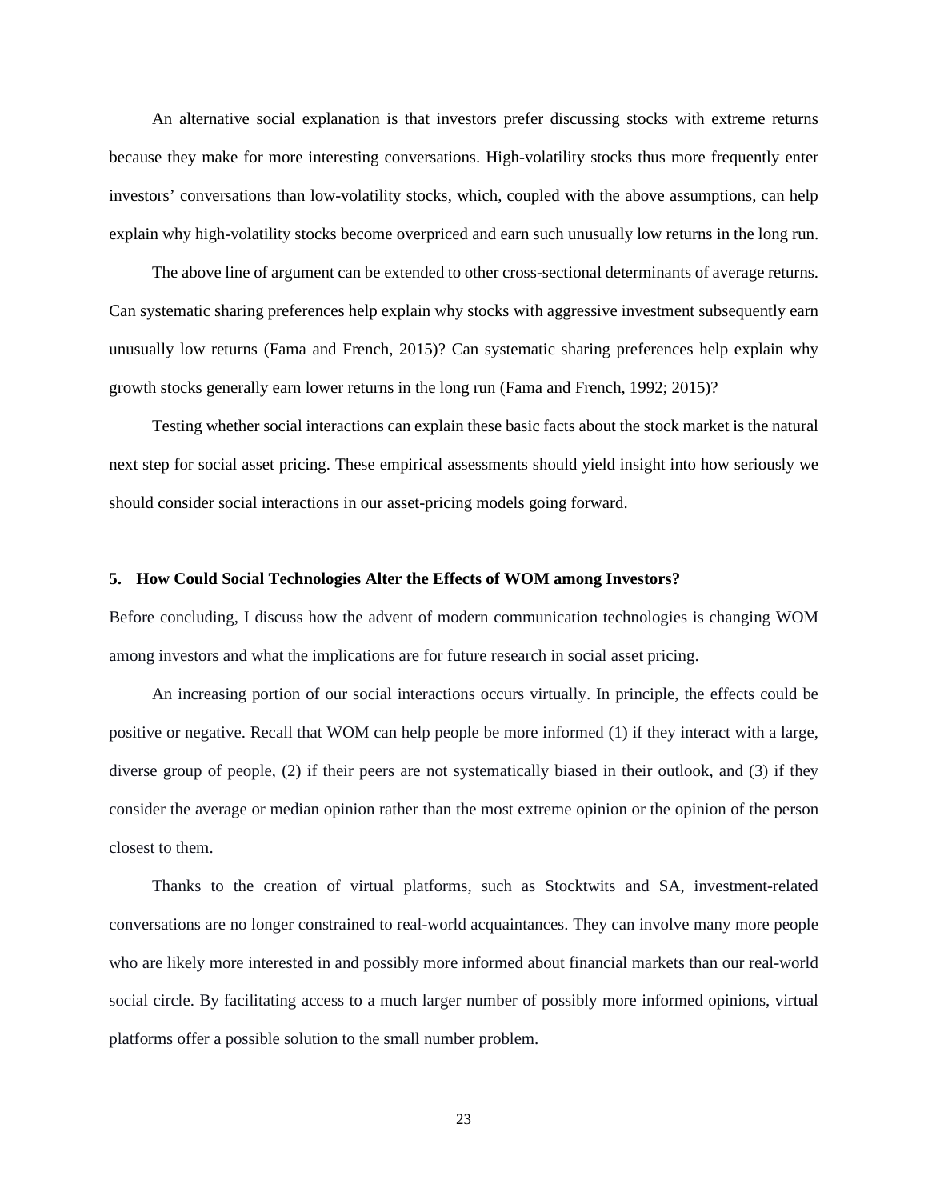An alternative social explanation is that investors prefer discussing stocks with extreme returns because they make for more interesting conversations. High-volatility stocks thus more frequently enter investors' conversations than low-volatility stocks, which, coupled with the above assumptions, can help explain why high-volatility stocks become overpriced and earn such unusually low returns in the long run.

The above line of argument can be extended to other cross-sectional determinants of average returns. Can systematic sharing preferences help explain why stocks with aggressive investment subsequently earn unusually low returns (Fama and French, 2015)? Can systematic sharing preferences help explain why growth stocks generally earn lower returns in the long run (Fama and French, 1992; 2015)?

Testing whether social interactions can explain these basic facts about the stock market is the natural next step for social asset pricing. These empirical assessments should yield insight into how seriously we should consider social interactions in our asset-pricing models going forward.

## 5. How Could Social Technologies Alter the Effects of WOM among Investors?

Before concluding, I discuss how the advent of modern communication technologies is changing WOM among investors and what the implications are for future research in social asset pricing.

An increasing portion of our social interactions occurs virtually. In principle, the effects could be positive or negative. Recall that WOM can help people be more informed (1) if they interact with a large, diverse group of people, (2) if their peers are not systematically biased in their outlook, and (3) if they consider the average or median opinion rather than the most extreme opinion or the opinion of the person closest to them.

Thanks to the creation of virtual platforms, such as Stocktwits and SA, investment-related conversations are no longer constrained to real-world acquaintances. They can involve many more people who are likely more interested in and possibly more informed about financial markets than our real-world social circle. By facilitating access to a much larger number of possibly more informed opinions, virtual platforms offer a possible solution to the small number problem.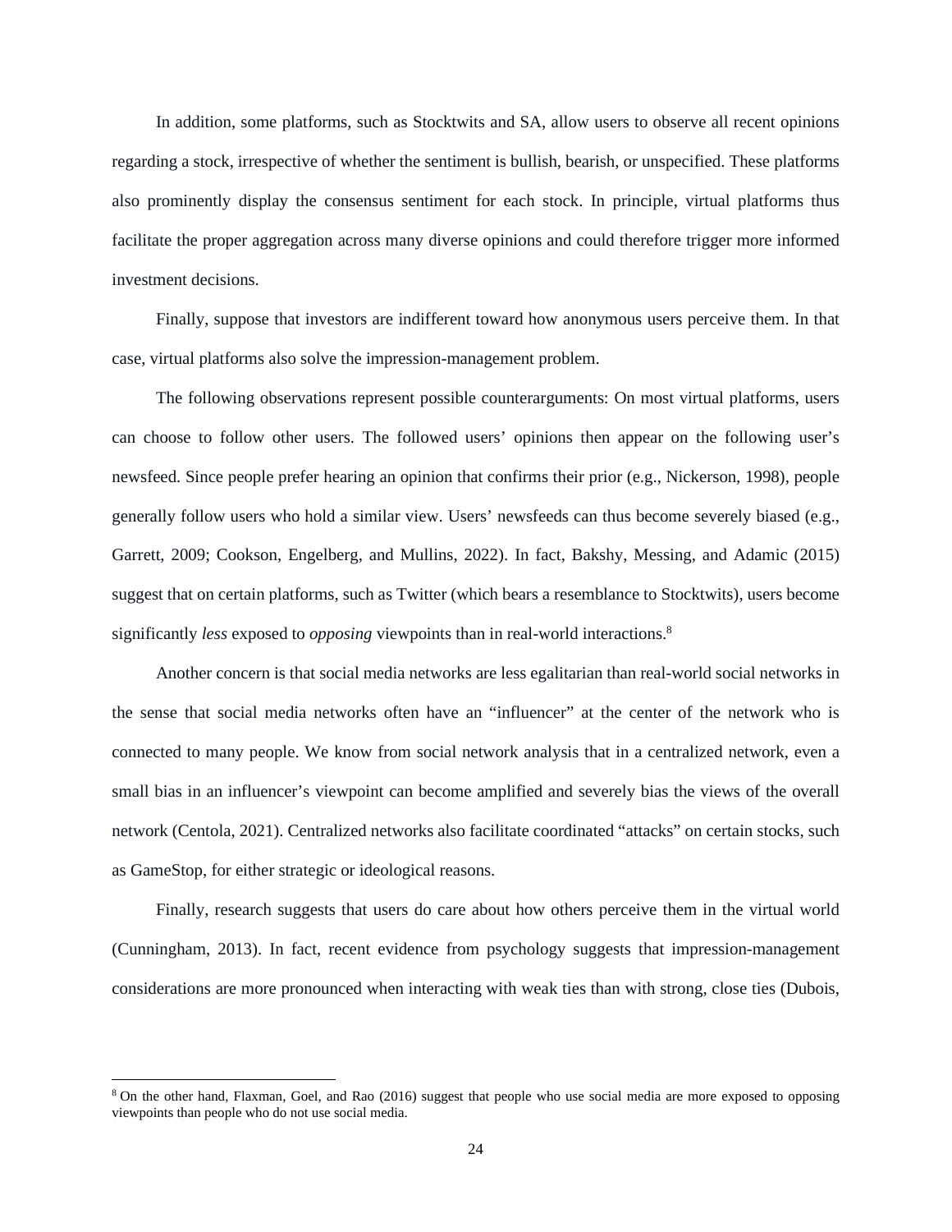In addition, some platforms, such as Stocktwits and SA, allow users to observe all recent opinions regarding a stock, irrespective of whether the sentiment is bullish, bearish, or unspecified. These platforms also prominently display the consensus sentiment for each stock. In principle, virtual platforms thus facilitate the proper aggregation across many diverse opinions and could therefore trigger more informed investment decisions.

Finally, suppose that investors are indifferent toward how anonymous users perceive them. In that case, virtual platforms also solve the impression-management problem.

The following observations represent possible counterarguments: On most virtual platforms, users can choose to follow other users. The followed users' opinions then appear on the following user's newsfeed. Since people prefer hearing an opinion that confirms their prior (e.g., Nickerson, 1998), people generally follow users who hold a similar view. Users' newsfeeds can thus become severely biased (e.g., Garrett, 2009; Cookson, Engelberg, and Mullins, 2022). In fact, Bakshy, Messing, and Adamic (2015) suggest that on certain platforms, such as Twitter (which bears a resemblance to Stocktwits), users become significantly *less* exposed to *opposing* viewpoints than in real-world interactions.[8]

Another concern is that social media networks are less egalitarian than real-world social networks in the sense that social media networks often have an "influencer" at the center of the network who is connected to many people. We know from social network analysis that in a centralized network, even a small bias in an influencer's viewpoint can become amplified and severely bias the views of the overall network (Centola, 2021). Centralized networks also facilitate coordinated "attacks" on certain stocks, such as GameStop, for either strategic or ideological reasons.

Finally, research suggests that users do care about how others perceive them in the virtual world (Cunningham, 2013). In fact, recent evidence from psychology suggests that impression-management considerations are more pronounced when interacting with weak ties than with strong, close ties (Dubois,

[8] On the other hand, Flaxman, Goel, and Rao (2016) suggest that people who use social media are more exposed to opposing viewpoints than people who do not use social media.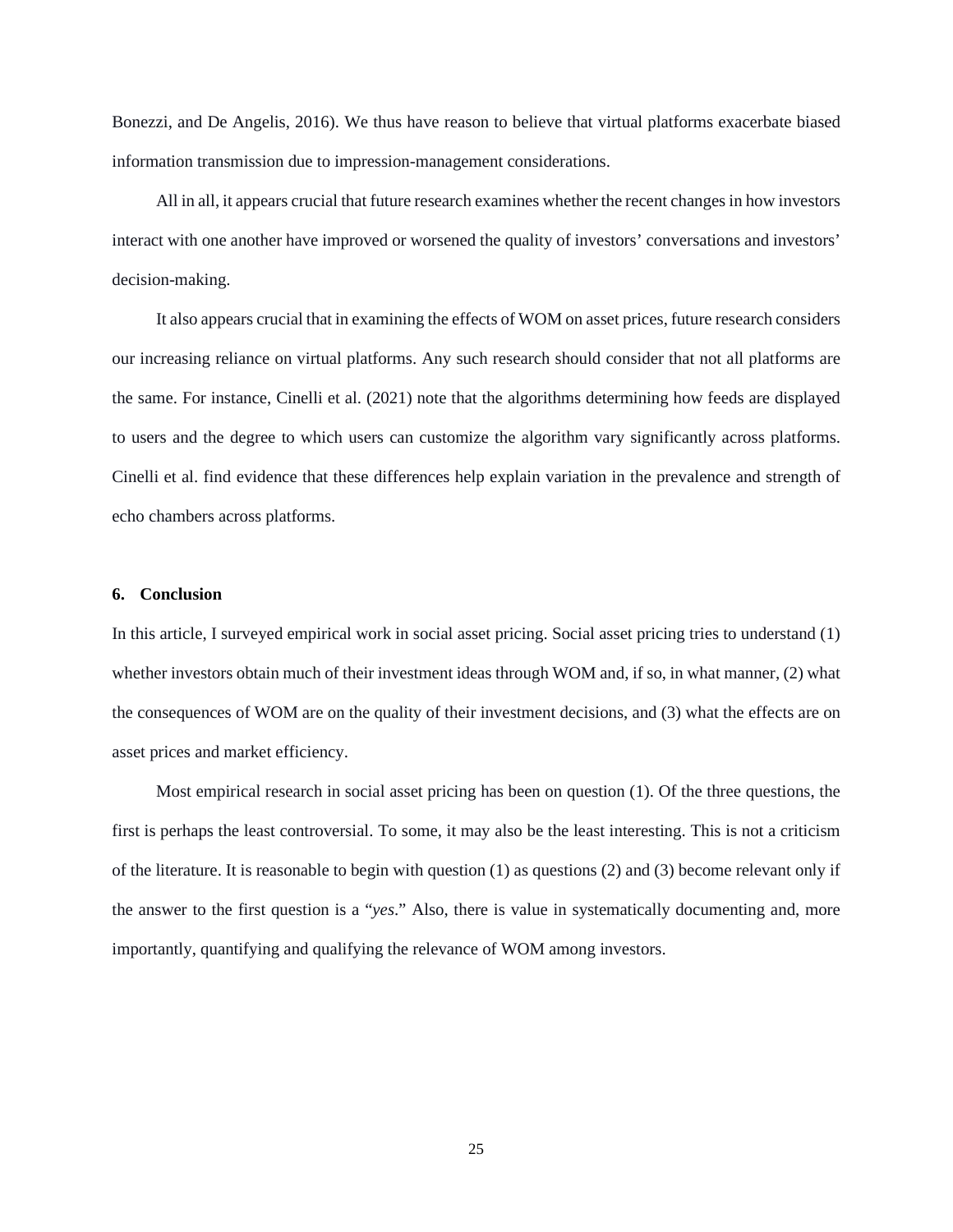Bonezzi, and De Angelis, 2016). We thus have reason to believe that virtual platforms exacerbate biased information transmission due to impression-management considerations.

All in all, it appears crucial that future research examines whether the recent changes in how investors interact with one another have improved or worsened the quality of investors' conversations and investors' decision-making.

It also appears crucial that in examining the effects of WOM on asset prices, future research considers our increasing reliance on virtual platforms. Any such research should consider that not all platforms are the same. For instance, Cinelli et al. (2021) note that the algorithms determining how feeds are displayed to users and the degree to which users can customize the algorithm vary significantly across platforms. Cinelli et al. find evidence that these differences help explain variation in the prevalence and strength of echo chambers across platforms.

## 6. Conclusion

In this article, I surveyed empirical work in social asset pricing. Social asset pricing tries to understand (1) whether investors obtain much of their investment ideas through WOM and, if so, in what manner, (2) what the consequences of WOM are on the quality of their investment decisions, and (3) what the effects are on asset prices and market efficiency.

Most empirical research in social asset pricing has been on question (1). Of the three questions, the first is perhaps the least controversial. To some, it may also be the least interesting. This is not a criticism of the literature. It is reasonable to begin with question (1) as questions (2) and (3) become relevant only if the answer to the first question is a "*yes*." Also, there is value in systematically documenting and, more importantly, quantifying and qualifying the relevance of WOM among investors.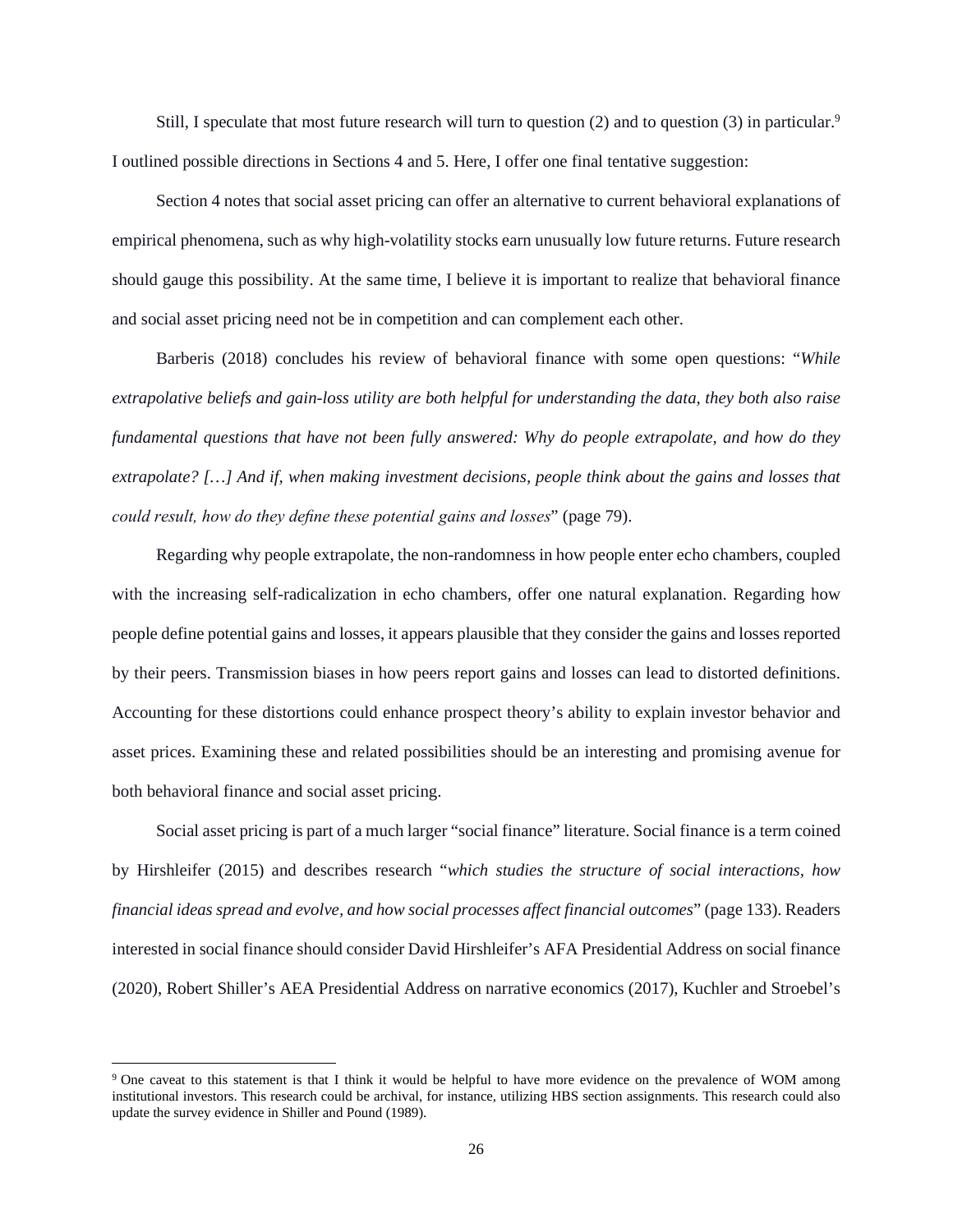Still, I speculate that most future research will turn to question (2) and to question (3) in particular.[9] I outlined possible directions in Sections 4 and 5. Here, I offer one final tentative suggestion:

Section 4 notes that social asset pricing can offer an alternative to current behavioral explanations of empirical phenomena, such as why high-volatility stocks earn unusually low future returns. Future research should gauge this possibility. At the same time, I believe it is important to realize that behavioral finance and social asset pricing need not be in competition and can complement each other.

Barberis (2018) concludes his review of behavioral finance with some open questions: "*While extrapolative beliefs and gain-loss utility are both helpful for understanding the data, they both also raise fundamental questions that have not been fully answered: Why do people extrapolate, and how do they extrapolate? […] And if, when making investment decisions, people think about the gains and losses that could result, how do they define these potential gains and losses*" (page 79).

Regarding why people extrapolate, the non-randomness in how people enter echo chambers, coupled with the increasing self-radicalization in echo chambers, offer one natural explanation. Regarding how people define potential gains and losses, it appears plausible that they consider the gains and losses reported by their peers. Transmission biases in how peers report gains and losses can lead to distorted definitions. Accounting for these distortions could enhance prospect theory's ability to explain investor behavior and asset prices. Examining these and related possibilities should be an interesting and promising avenue for both behavioral finance and social asset pricing.

Social asset pricing is part of a much larger "social finance" literature. Social finance is a term coined by Hirshleifer (2015) and describes research "*which studies the structure of social interactions, how financial ideas spread and evolve, and how social processes affect financial outcomes*" (page 133). Readers interested in social finance should consider David Hirshleifer's AFA Presidential Address on social finance (2020), Robert Shiller's AEA Presidential Address on narrative economics (2017), Kuchler and Stroebel's

---

[9] One caveat to this statement is that I think it would be helpful to have more evidence on the prevalence of WOM among institutional investors. This research could be archival, for instance, utilizing HBS section assignments. This research could also update the survey evidence in Shiller and Pound (1989).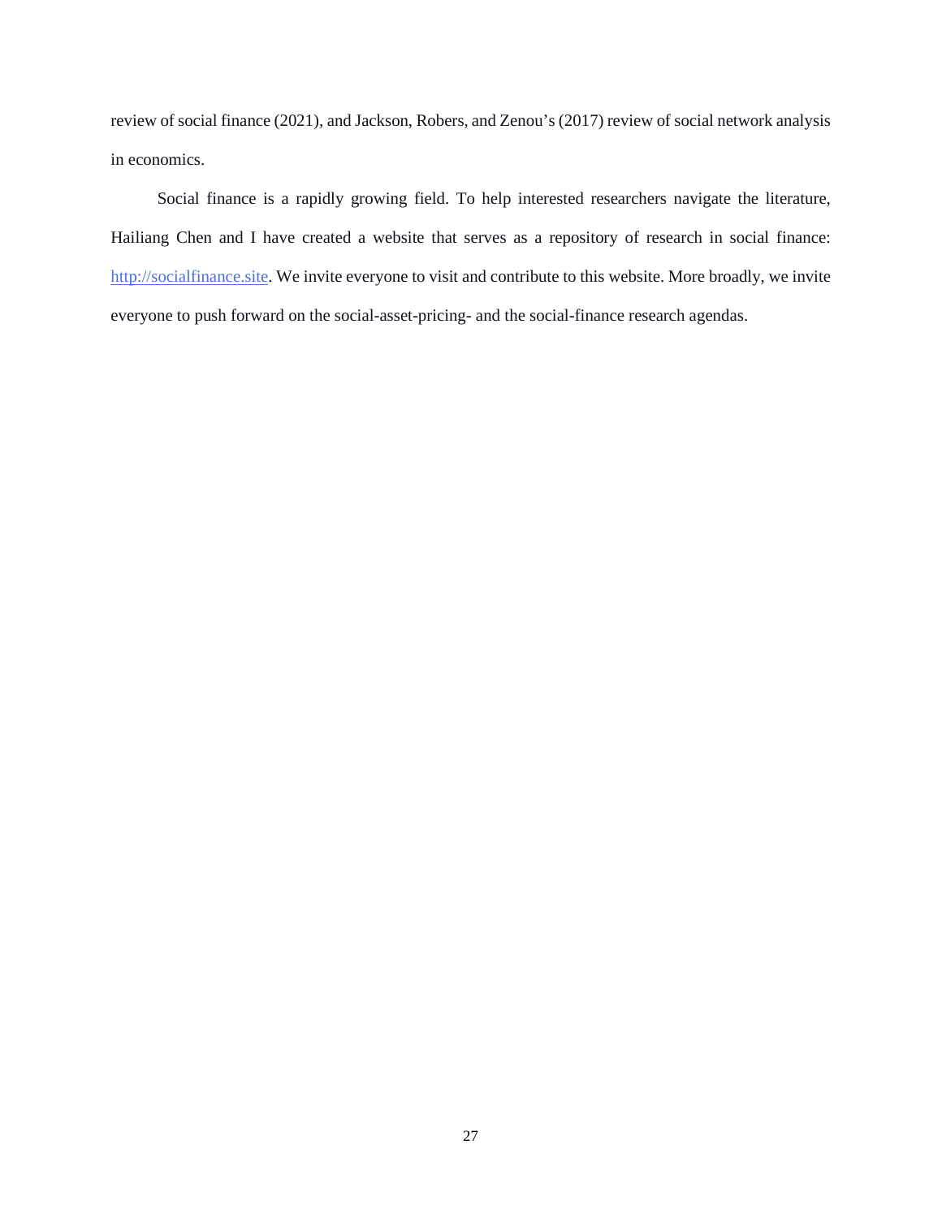review of social finance (2021), and Jackson, Robers, and Zenou's (2017) review of social network analysis in economics.

Social finance is a rapidly growing field. To help interested researchers navigate the literature, Hailiang Chen and I have created a website that serves as a repository of research in social finance: [http://socialfinance.site](http://socialfinance.site). We invite everyone to visit and contribute to this website. More broadly, we invite everyone to push forward on the social-asset-pricing- and the social-finance research agendas.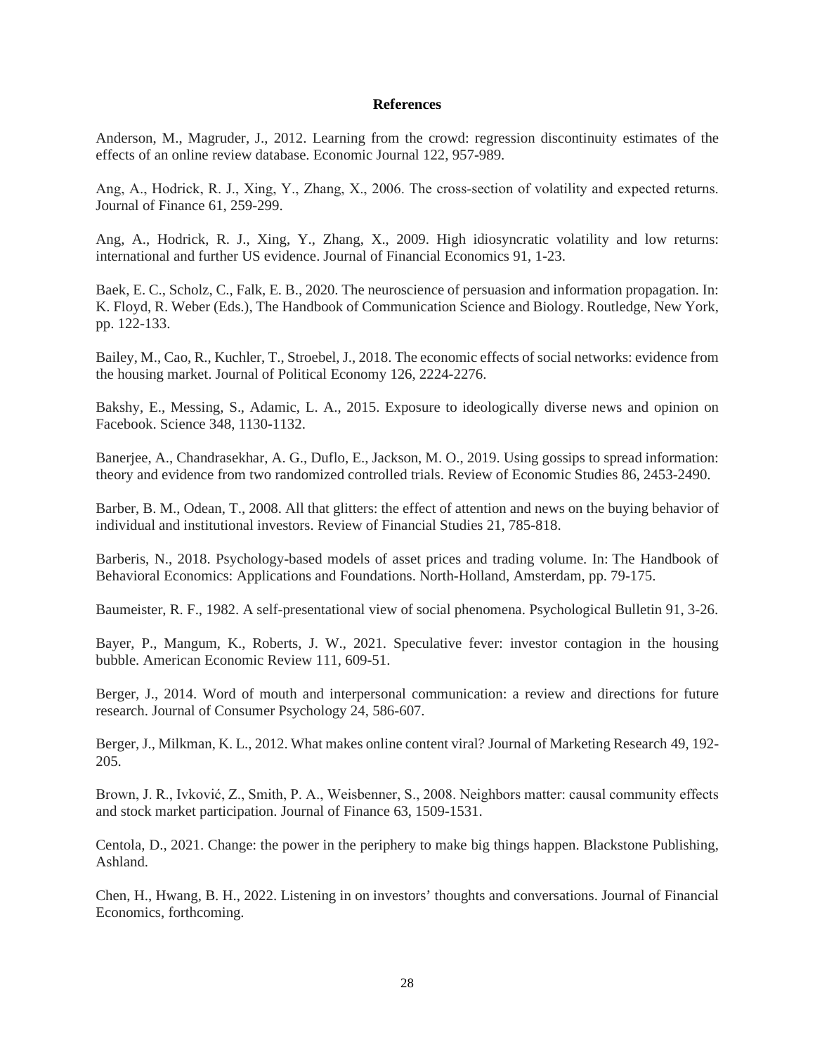# References

Anderson, M., Magruder, J., 2012. Learning from the crowd: regression discontinuity estimates of the effects of an online review database. Economic Journal 122, 957-989.

Ang, A., Hodrick, R. J., Xing, Y., Zhang, X., 2006. The cross-section of volatility and expected returns. Journal of Finance 61, 259-299.

Ang, A., Hodrick, R. J., Xing, Y., Zhang, X., 2009. High idiosyncratic volatility and low returns: international and further US evidence. Journal of Financial Economics 91, 1-23.

Baek, E. C., Scholz, C., Falk, E. B., 2020. The neuroscience of persuasion and information propagation. In: K. Floyd, R. Weber (Eds.), The Handbook of Communication Science and Biology. Routledge, New York, pp. 122-133.

Bailey, M., Cao, R., Kuchler, T., Stroebel, J., 2018. The economic effects of social networks: evidence from the housing market. Journal of Political Economy 126, 2224-2276.

Bakshy, E., Messing, S., Adamic, L. A., 2015. Exposure to ideologically diverse news and opinion on Facebook. Science 348, 1130-1132.

Banerjee, A., Chandrasekhar, A. G., Duflo, E., Jackson, M. O., 2019. Using gossips to spread information: theory and evidence from two randomized controlled trials. Review of Economic Studies 86, 2453-2490.

Barber, B. M., Odean, T., 2008. All that glitters: the effect of attention and news on the buying behavior of individual and institutional investors. Review of Financial Studies 21, 785-818.

Barberis, N., 2018. Psychology-based models of asset prices and trading volume. In: The Handbook of Behavioral Economics: Applications and Foundations. North-Holland, Amsterdam, pp. 79-175.

Baumeister, R. F., 1982. A self-presentational view of social phenomena. Psychological Bulletin 91, 3-26.

Bayer, P., Mangum, K., Roberts, J. W., 2021. Speculative fever: investor contagion in the housing bubble. American Economic Review 111, 609-51.

Berger, J., 2014. Word of mouth and interpersonal communication: a review and directions for future research. Journal of Consumer Psychology 24, 586-607.

Berger, J., Milkman, K. L., 2012. What makes online content viral? Journal of Marketing Research 49, 192-205.

Brown, J. R., Ivković, Z., Smith, P. A., Weisbenner, S., 2008. Neighbors matter: causal community effects and stock market participation. Journal of Finance 63, 1509-1531.

Centola, D., 2021. Change: the power in the periphery to make big things happen. Blackstone Publishing, Ashland.

Chen, H., Hwang, B. H., 2022. Listening in on investors' thoughts and conversations. Journal of Financial Economics, forthcoming.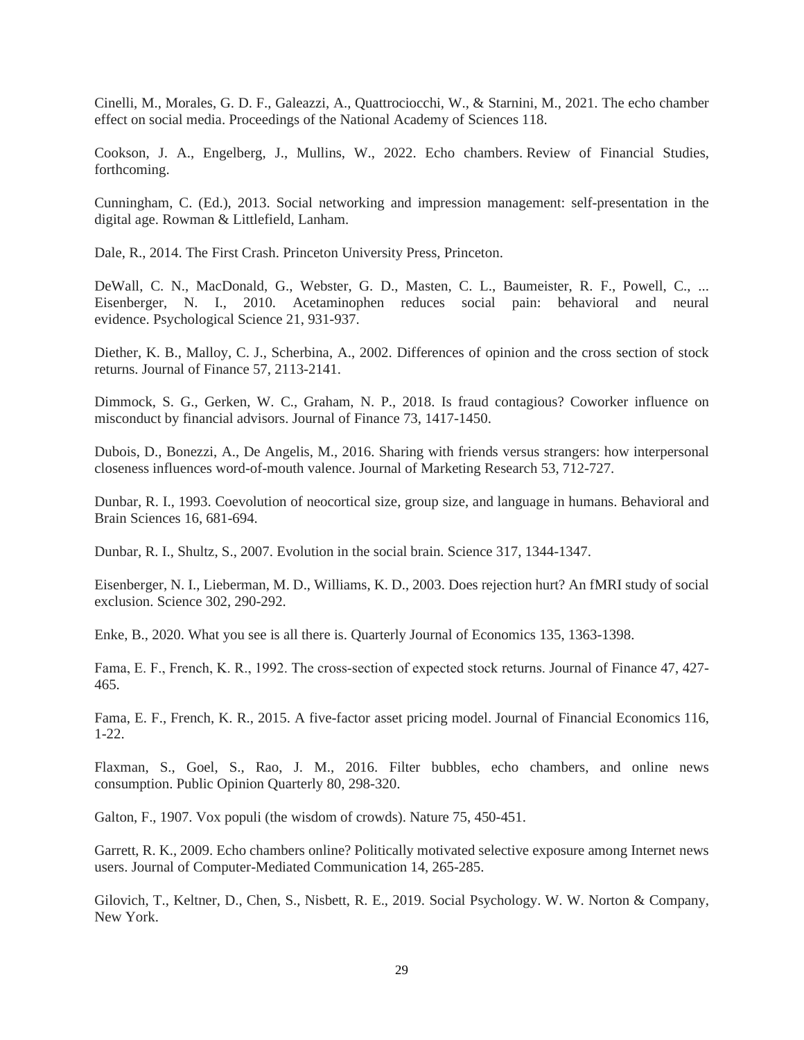Cinelli, M., Morales, G. D. F., Galeazzi, A., Quattrociocchi, W., & Starnini, M., 2021. The echo chamber effect on social media. Proceedings of the National Academy of Sciences 118.

Cookson, J. A., Engelberg, J., Mullins, W., 2022. Echo chambers. Review of Financial Studies, forthcoming.

Cunningham, C. (Ed.), 2013. Social networking and impression management: self-presentation in the digital age. Rowman & Littlefield, Lanham.

Dale, R., 2014. The First Crash. Princeton University Press, Princeton.

DeWall, C. N., MacDonald, G., Webster, G. D., Masten, C. L., Baumeister, R. F., Powell, C., ... Eisenberger, N. I., 2010. Acetaminophen reduces social pain: behavioral and neural evidence. Psychological Science 21, 931-937.

Diether, K. B., Malloy, C. J., Scherbina, A., 2002. Differences of opinion and the cross section of stock returns. Journal of Finance 57, 2113-2141.

Dimmock, S. G., Gerken, W. C., Graham, N. P., 2018. Is fraud contagious? Coworker influence on misconduct by financial advisors. Journal of Finance 73, 1417-1450.

Dubois, D., Bonezzi, A., De Angelis, M., 2016. Sharing with friends versus strangers: how interpersonal closeness influences word-of-mouth valence. Journal of Marketing Research 53, 712-727.

Dunbar, R. I., 1993. Coevolution of neocortical size, group size, and language in humans. Behavioral and Brain Sciences 16, 681-694.

Dunbar, R. I., Shultz, S., 2007. Evolution in the social brain. Science 317, 1344-1347.

Eisenberger, N. I., Lieberman, M. D., Williams, K. D., 2003. Does rejection hurt? An fMRI study of social exclusion. Science 302, 290-292.

Enke, B., 2020. What you see is all there is. Quarterly Journal of Economics 135, 1363-1398.

Fama, E. F., French, K. R., 1992. The cross-section of expected stock returns. Journal of Finance 47, 427-465.

Fama, E. F., French, K. R., 2015. A five-factor asset pricing model. Journal of Financial Economics 116, 1-22.

Flaxman, S., Goel, S., Rao, J. M., 2016. Filter bubbles, echo chambers, and online news consumption. Public Opinion Quarterly 80, 298-320.

Galton, F., 1907. Vox populi (the wisdom of crowds). Nature 75, 450-451.

Garrett, R. K., 2009. Echo chambers online? Politically motivated selective exposure among Internet news users. Journal of Computer-Mediated Communication 14, 265-285.

Gilovich, T., Keltner, D., Chen, S., Nisbett, R. E., 2019. Social Psychology. W. W. Norton & Company, New York.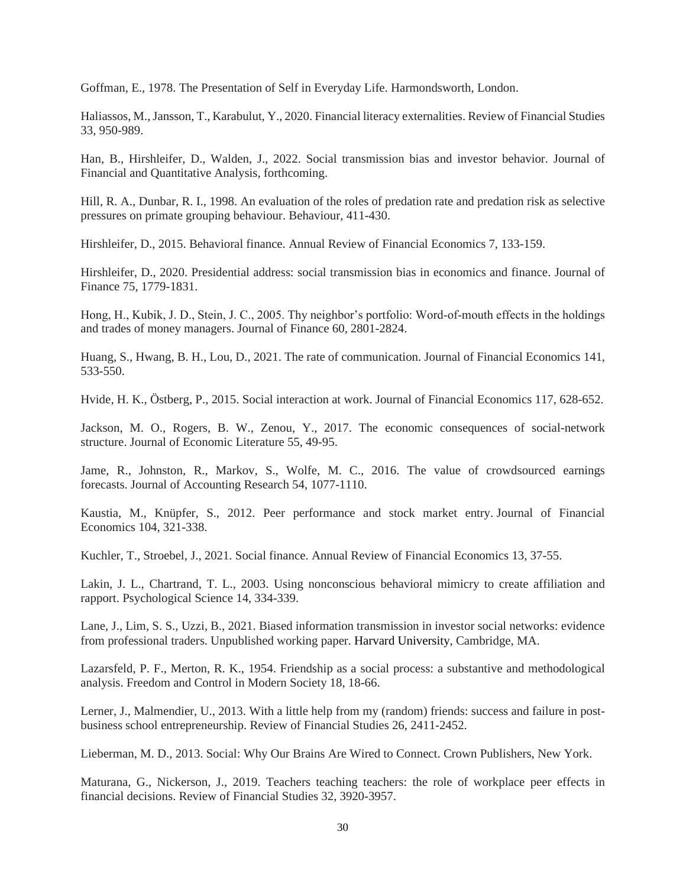Goffman, E., 1978. The Presentation of Self in Everyday Life. Harmondsworth, London.

Haliassos, M., Jansson, T., Karabulut, Y., 2020. Financial literacy externalities. Review of Financial Studies 33, 950-989.

Han, B., Hirshleifer, D., Walden, J., 2022. Social transmission bias and investor behavior. Journal of Financial and Quantitative Analysis, forthcoming.

Hill, R. A., Dunbar, R. I., 1998. An evaluation of the roles of predation rate and predation risk as selective pressures on primate grouping behaviour. Behaviour, 411-430.

Hirshleifer, D., 2015. Behavioral finance. Annual Review of Financial Economics 7, 133-159.

Hirshleifer, D., 2020. Presidential address: social transmission bias in economics and finance. Journal of Finance 75, 1779-1831.

Hong, H., Kubik, J. D., Stein, J. C., 2005. Thy neighbor's portfolio: Word-of-mouth effects in the holdings and trades of money managers. Journal of Finance 60, 2801-2824.

Huang, S., Hwang, B. H., Lou, D., 2021. The rate of communication. Journal of Financial Economics 141, 533-550.

Hvide, H. K., Östberg, P., 2015. Social interaction at work. Journal of Financial Economics 117, 628-652.

Jackson, M. O., Rogers, B. W., Zenou, Y., 2017. The economic consequences of social-network structure. Journal of Economic Literature 55, 49-95.

Jame, R., Johnston, R., Markov, S., Wolfe, M. C., 2016. The value of crowdsourced earnings forecasts. Journal of Accounting Research 54, 1077-1110.

Kaustia, M., Knüpfer, S., 2012. Peer performance and stock market entry. Journal of Financial Economics 104, 321-338.

Kuchler, T., Stroebel, J., 2021. Social finance. Annual Review of Financial Economics 13, 37-55.

Lakin, J. L., Chartrand, T. L., 2003. Using nonconscious behavioral mimicry to create affiliation and rapport. Psychological Science 14, 334-339.

Lane, J., Lim, S. S., Uzzi, B., 2021. Biased information transmission in investor social networks: evidence from professional traders. Unpublished working paper. Harvard University, Cambridge, MA.

Lazarsfeld, P. F., Merton, R. K., 1954. Friendship as a social process: a substantive and methodological analysis. Freedom and Control in Modern Society 18, 18-66.

Lerner, J., Malmendier, U., 2013. With a little help from my (random) friends: success and failure in post-business school entrepreneurship. Review of Financial Studies 26, 2411-2452.

Lieberman, M. D., 2013. Social: Why Our Brains Are Wired to Connect. Crown Publishers, New York.

Maturana, G., Nickerson, J., 2019. Teachers teaching teachers: the role of workplace peer effects in financial decisions. Review of Financial Studies 32, 3920-3957.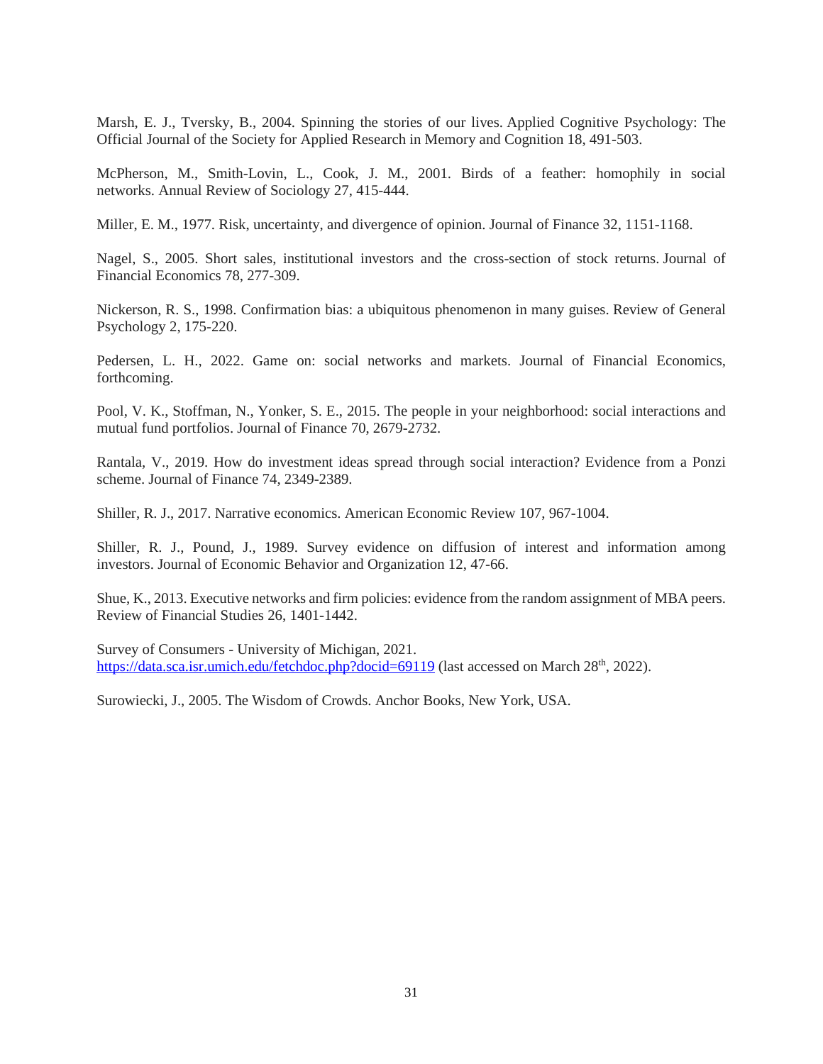Marsh, E. J., Tversky, B., 2004. Spinning the stories of our lives. Applied Cognitive Psychology: The Official Journal of the Society for Applied Research in Memory and Cognition 18, 491-503.

McPherson, M., Smith-Lovin, L., Cook, J. M., 2001. Birds of a feather: homophily in social networks. Annual Review of Sociology 27, 415-444.

Miller, E. M., 1977. Risk, uncertainty, and divergence of opinion. Journal of Finance 32, 1151-1168.

Nagel, S., 2005. Short sales, institutional investors and the cross-section of stock returns. Journal of Financial Economics 78, 277-309.

Nickerson, R. S., 1998. Confirmation bias: a ubiquitous phenomenon in many guises. Review of General Psychology 2, 175-220.

Pedersen, L. H., 2022. Game on: social networks and markets. Journal of Financial Economics, forthcoming.

Pool, V. K., Stoffman, N., Yonker, S. E., 2015. The people in your neighborhood: social interactions and mutual fund portfolios. Journal of Finance 70, 2679-2732.

Rantala, V., 2019. How do investment ideas spread through social interaction? Evidence from a Ponzi scheme. Journal of Finance 74, 2349-2389.

Shiller, R. J., 2017. Narrative economics. American Economic Review 107, 967-1004.

Shiller, R. J., Pound, J., 1989. Survey evidence on diffusion of interest and information among investors. Journal of Economic Behavior and Organization 12, 47-66.

Shue, K., 2013. Executive networks and firm policies: evidence from the random assignment of MBA peers. Review of Financial Studies 26, 1401-1442.

Survey of Consumers - University of Michigan, 2021. https://data.sca.isr.umich.edu/fetchdoc.php?docid=69119 (last accessed on March 28th, 2022).

Surowiecki, J., 2005. The Wisdom of Crowds. Anchor Books, New York, USA.